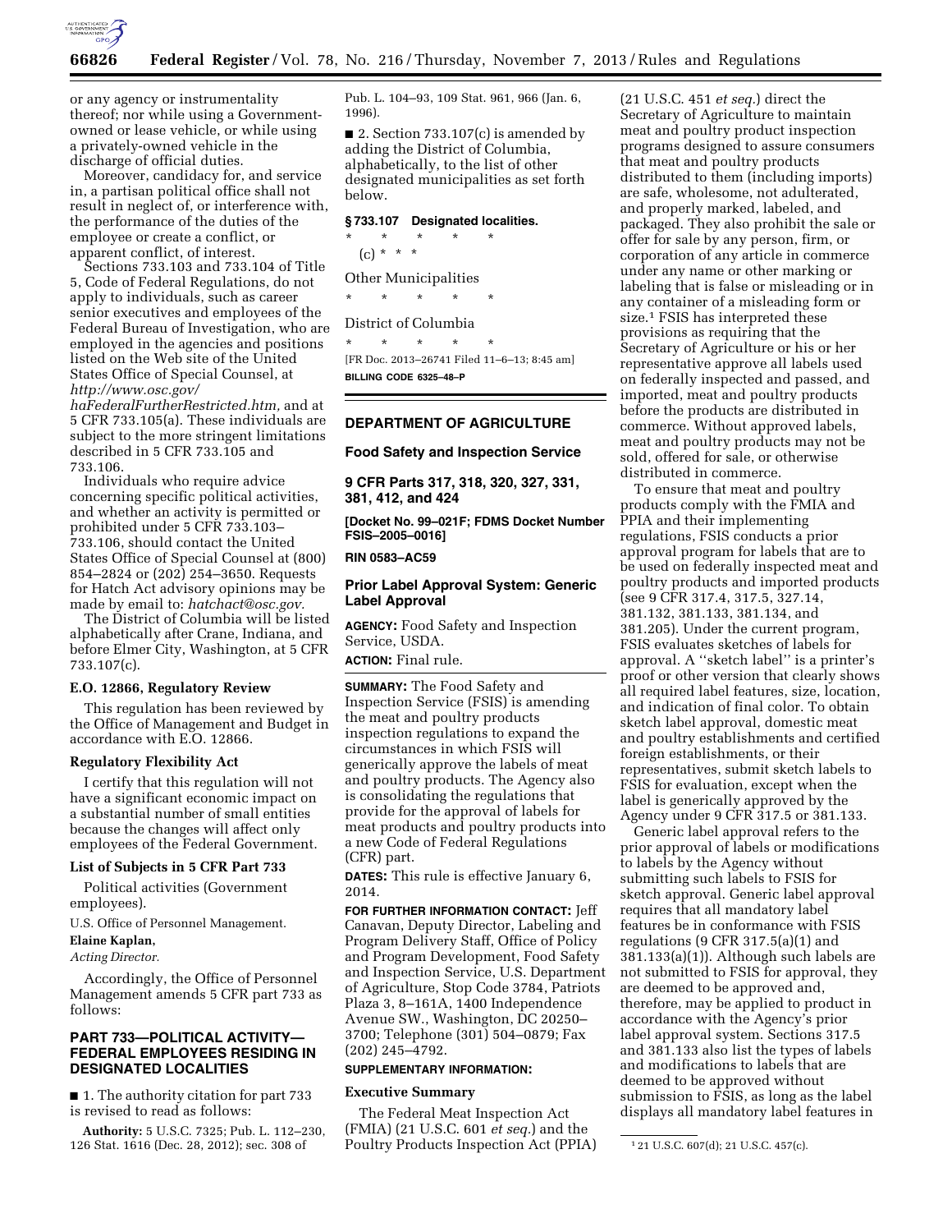or any agency or instrumentality thereof; nor while using a Government-owned or lease vehicle, or while using a privately-owned vehicle in the discharge of official duties.

Moreover, candidacy for, and service in, a partisan political office shall not result in neglect of, or interference with, the performance of the duties of the employee or create a conflict, or apparent conflict, of interest.

Sections 733.103 and 733.104 of Title 5, Code of Federal Regulations, do not apply to individuals, such as career senior executives and employees of the Federal Bureau of Investigation, who are employed in the agencies and positions listed on the Web site of the United States Office of Special Counsel, at *http://www.osc.gov/haFederalFurtherRestricted.htm,* and at 5 CFR 733.105(a). These individuals are subject to the more stringent limitations described in 5 CFR 733.105 and 733.106.

Individuals who require advice concerning specific political activities, and whether an activity is permitted or prohibited under 5 CFR 733.103–733.106, should contact the United States Office of Special Counsel at (800) 854–2824 or (202) 254–3650. Requests for Hatch Act advisory opinions may be made by email to: *hatchact@osc.gov.*

The District of Columbia will be listed alphabetically after Crane, Indiana, and before Elmer City, Washington, at 5 CFR 733.107(c).

### E.O. 12866, Regulatory Review

This regulation has been reviewed by the Office of Management and Budget in accordance with E.O. 12866.

### Regulatory Flexibility Act

I certify that this regulation will not have a significant economic impact on a substantial number of small entities because the changes will affect only employees of the Federal Government.

### List of Subjects in 5 CFR Part 733

Political activities (Government employees).

U.S. Office of Personnel Management.

**Elaine Kaplan,**

*Acting Director.*

Accordingly, the Office of Personnel Management amends 5 CFR part 733 as follows:

## PART 733—POLITICAL ACTIVITY—FEDERAL EMPLOYEES RESIDING IN DESIGNATED LOCALITIES

■ 1. The authority citation for part 733 is revised to read as follows:

**Authority:** 5 U.S.C. 7325; Pub. L. 112–230, 126 Stat. 1616 (Dec. 28, 2012); sec. 308 of Pub. L. 104–93, 109 Stat. 961, 966 (Jan. 6, 1996).

■ 2. Section 733.107(c) is amended by adding the District of Columbia, alphabetically, to the list of other designated municipalities as set forth below.

### § 733.107 Designated localities.

\* \* \* \* \*

(c) \* \* \*

Other Municipalities

\* \* \* \* \*

District of Columbia

\* \* \* \* \*

[FR Doc. 2013–26741 Filed 11–6–13; 8:45 am]

**BILLING CODE 6325–48–P**

---

## DEPARTMENT OF AGRICULTURE

### Food Safety and Inspection Service

### 9 CFR Parts 317, 318, 320, 327, 331, 381, 412, and 424

**[Docket No. 99–021F; FDMS Docket Number FSIS–2005–0016]**

**RIN 0583–AC59**

## Prior Label Approval System: Generic Label Approval

**AGENCY:** Food Safety and Inspection Service, USDA.

**ACTION:** Final rule.

**SUMMARY:** The Food Safety and Inspection Service (FSIS) is amending the meat and poultry products inspection regulations to expand the circumstances in which FSIS will generically approve the labels of meat and poultry products. The Agency also is consolidating the regulations that provide for the approval of labels for meat products and poultry products into a new Code of Federal Regulations (CFR) part.

**DATES:** This rule is effective January 6, 2014.

**FOR FURTHER INFORMATION CONTACT:** Jeff Canavan, Deputy Director, Labeling and Program Delivery Staff, Office of Policy and Program Development, Food Safety and Inspection Service, U.S. Department of Agriculture, Stop Code 3784, Patriots Plaza 3, 8–161A, 1400 Independence Avenue SW., Washington, DC 20250–3700; Telephone (301) 504–0879; Fax (202) 245–4792.

**SUPPLEMENTARY INFORMATION:**

### Executive Summary

The Federal Meat Inspection Act (FMIA) (21 U.S.C. 601 *et seq.*) and the Poultry Products Inspection Act (PPIA) (21 U.S.C. 451 *et seq.*) direct the Secretary of Agriculture to maintain meat and poultry product inspection programs designed to assure consumers that meat and poultry products distributed to them (including imports) are safe, wholesome, not adulterated, and properly marked, labeled, and packaged. They also prohibit the sale or offer for sale by any person, firm, or corporation of any article in commerce under any name or other marking or labeling that is false or misleading or in any container of a misleading form or size.[1] FSIS has interpreted these provisions as requiring that the Secretary of Agriculture or his or her representative approve all labels used on federally inspected and passed, and imported, meat and poultry products before the products are distributed in commerce. Without approved labels, meat and poultry products may not be sold, offered for sale, or otherwise distributed in commerce.

To ensure that meat and poultry products comply with the FMIA and PPIA and their implementing regulations, FSIS conducts a prior approval program for labels that are to be used on federally inspected meat and poultry products and imported products (see 9 CFR 317.4, 317.5, 327.14, 381.132, 381.133, 381.134, and 381.205). Under the current program, FSIS evaluates sketches of labels for approval. A ''sketch label'' is a printer's proof or other version that clearly shows all required label features, size, location, and indication of final color. To obtain sketch label approval, domestic meat and poultry establishments and certified foreign establishments, or their representatives, submit sketch labels to FSIS for evaluation, except when the label is generically approved by the Agency under 9 CFR 317.5 or 381.133.

Generic label approval refers to the prior approval of labels or modifications to labels by the Agency without submitting such labels to FSIS for sketch approval. Generic label approval requires that all mandatory label features be in conformance with FSIS regulations (9 CFR 317.5(a)(1) and 381.133(a)(1)). Although such labels are not submitted to FSIS for approval, they are deemed to be approved and, therefore, may be applied to product in accordance with the Agency's prior label approval system. Sections 317.5 and 381.133 also list the types of labels and modifications to labels that are deemed to be approved without submission to FSIS, as long as the label displays all mandatory label features in

[1] 21 U.S.C. 607(d); 21 U.S.C. 457(c).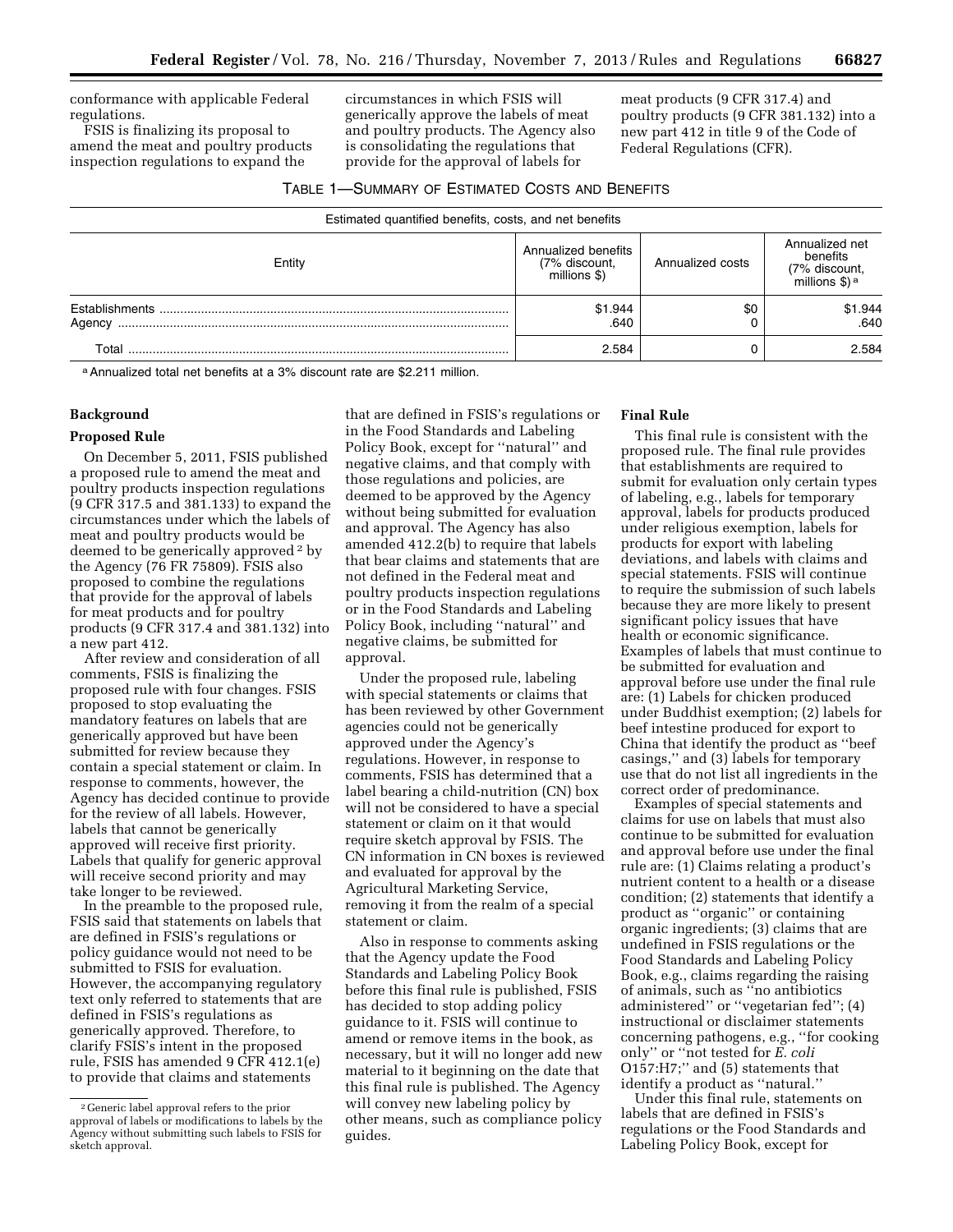conformance with applicable Federal regulations.

FSIS is finalizing its proposal to amend the meat and poultry products inspection regulations to expand the circumstances in which FSIS will generically approve the labels of meat and poultry products. The Agency also is consolidating the regulations that provide for the approval of labels for meat products (9 CFR 317.4) and poultry products (9 CFR 381.132) into a new part 412 in title 9 of the Code of Federal Regulations (CFR).

TABLE 1—SUMMARY OF ESTIMATED COSTS AND BENEFITS

| Estimated quantified benefits, costs, and net benefits | | | |
|---|---|---|---|
| Entity | Annualized benefits (7% discount, millions $) | Annualized costs | Annualized net benefits (7% discount, millions $) [a] |
| Establishments | $1.944 | $0 | $1.944 |
| Agency | .640 | 0 | .640 |
| Total | 2.584 | 0 | 2.584 |

[a] Annualized total net benefits at a 3% discount rate are $2.211 million.

## Background

### Proposed Rule

On December 5, 2011, FSIS published a proposed rule to amend the meat and poultry products inspection regulations (9 CFR 317.5 and 381.133) to expand the circumstances under which the labels of meat and poultry products would be deemed to be generically approved [2] by the Agency (76 FR 75809). FSIS also proposed to combine the regulations that provide for the approval of labels for meat products and for poultry products (9 CFR 317.4 and 381.132) into a new part 412.

After review and consideration of all comments, FSIS is finalizing the proposed rule with four changes. FSIS proposed to stop evaluating the mandatory features on labels that are generically approved but have been submitted for review because they contain a special statement or claim. In response to comments, however, the Agency has decided continue to provide for the review of all labels. However, labels that cannot be generically approved will receive first priority. Labels that qualify for generic approval will receive second priority and may take longer to be reviewed.

In the preamble to the proposed rule, FSIS said that statements on labels that are defined in FSIS's regulations or policy guidance would not need to be submitted to FSIS for evaluation. However, the accompanying regulatory text only referred to statements that are defined in FSIS's regulations as generically approved. Therefore, to clarify FSIS's intent in the proposed rule, FSIS has amended 9 CFR 412.1(e) to provide that claims and statements that are defined in FSIS's regulations or in the Food Standards and Labeling Policy Book, except for "natural" and negative claims, and that comply with those regulations and policies, are deemed to be approved by the Agency without being submitted for evaluation and approval. The Agency has also amended 412.2(b) to require that labels that bear claims and statements that are not defined in the Federal meat and poultry products inspection regulations or in the Food Standards and Labeling Policy Book, including "natural" and negative claims, be submitted for approval.

Under the proposed rule, labeling with special statements or claims that has been reviewed by other Government agencies could not be generically approved under the Agency's regulations. However, in response to comments, FSIS has determined that a label bearing a child-nutrition (CN) box will not be considered to have a special statement or claim on it that would require sketch approval by FSIS. The CN information in CN boxes is reviewed and evaluated for approval by the Agricultural Marketing Service, removing it from the realm of a special statement or claim.

Also in response to comments asking that the Agency update the Food Standards and Labeling Policy Book before this final rule is published, FSIS has decided to stop adding policy guidance to it. FSIS will continue to amend or remove items in the book, as necessary, but it will no longer add new material to it beginning on the date that this final rule is published. The Agency will convey new labeling policy by other means, such as compliance policy guides.

### Final Rule

This final rule is consistent with the proposed rule. The final rule provides that establishments are required to submit for evaluation only certain types of labeling, e.g., labels for temporary approval, labels for products produced under religious exemption, labels for products for export with labeling deviations, and labels with claims and special statements. FSIS will continue to require the submission of such labels because they are more likely to present significant policy issues that have health or economic significance. Examples of labels that must continue to be submitted for evaluation and approval before use under the final rule are: (1) Labels for chicken produced under Buddhist exemption; (2) labels for beef intestine produced for export to China that identify the product as "beef casings," and (3) labels for temporary use that do not list all ingredients in the correct order of predominance.

Examples of special statements and claims for use on labels that must also continue to be submitted for evaluation and approval before use under the final rule are: (1) Claims relating a product's nutrient content to a health or a disease condition; (2) statements that identify a product as "organic" or containing organic ingredients; (3) claims that are undefined in FSIS regulations or the Food Standards and Labeling Policy Book, e.g., claims regarding the raising of animals, such as "no antibiotics administered" or "vegetarian fed"; (4) instructional or disclaimer statements concerning pathogens, e.g., "for cooking only" or "not tested for *E. coli* O157:H7;" and (5) statements that identify a product as "natural."

Under this final rule, statements on labels that are defined in FSIS's regulations or the Food Standards and Labeling Policy Book, except for

[2] Generic label approval refers to the prior approval of labels or modifications to labels by the Agency without submitting such labels to FSIS for sketch approval.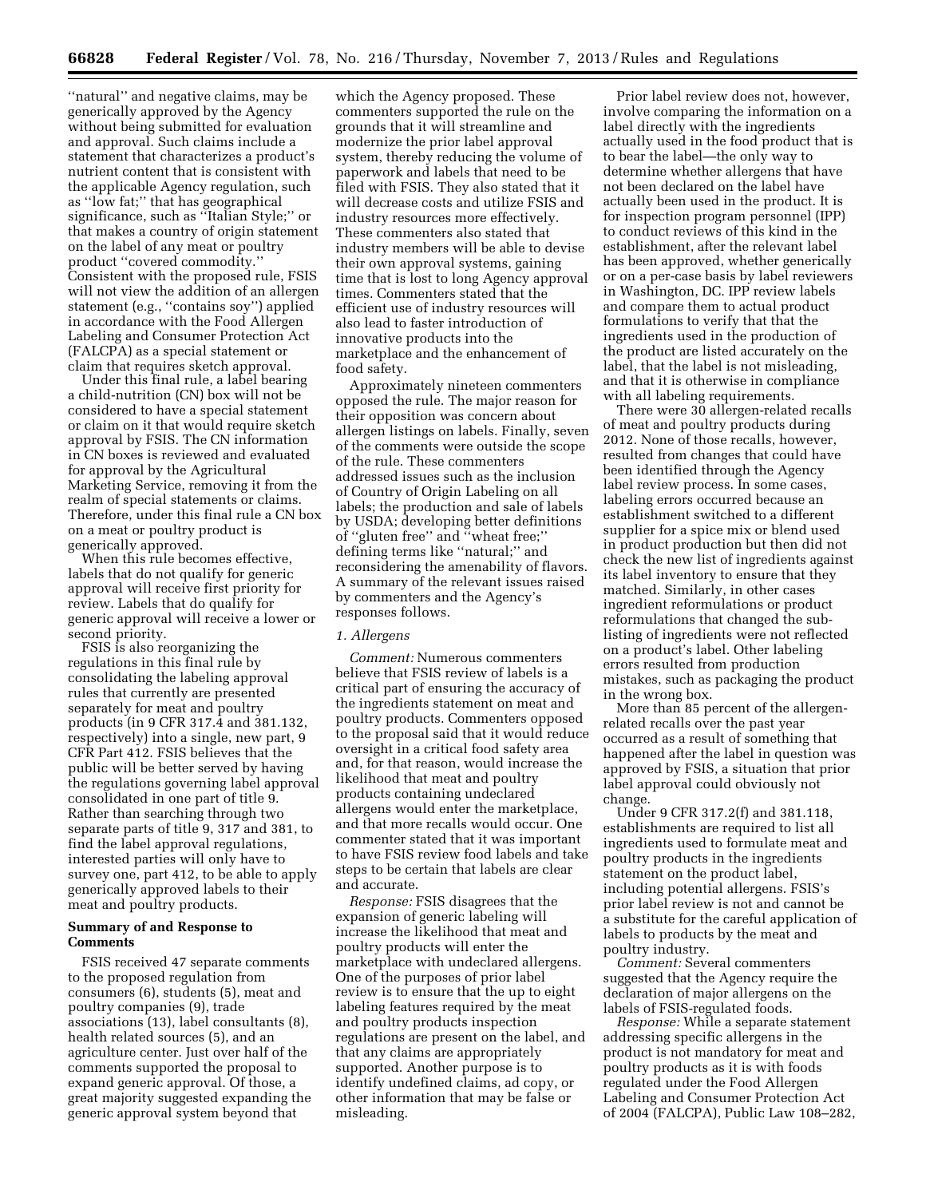''natural'' and negative claims, may be generically approved by the Agency without being submitted for evaluation and approval. Such claims include a statement that characterizes a product's nutrient content that is consistent with the applicable Agency regulation, such as ''low fat;'' that has geographical significance, such as ''Italian Style;'' or that makes a country of origin statement on the label of any meat or poultry product ''covered commodity.'' Consistent with the proposed rule, FSIS will not view the addition of an allergen statement (e.g., ''contains soy'') applied in accordance with the Food Allergen Labeling and Consumer Protection Act (FALCPA) as a special statement or claim that requires sketch approval.

Under this final rule, a label bearing a child-nutrition (CN) box will not be considered to have a special statement or claim on it that would require sketch approval by FSIS. The CN information in CN boxes is reviewed and evaluated for approval by the Agricultural Marketing Service, removing it from the realm of special statements or claims. Therefore, under this final rule a CN box on a meat or poultry product is generically approved.

When this rule becomes effective, labels that do not qualify for generic approval will receive first priority for review. Labels that do qualify for generic approval will receive a lower or second priority.

FSIS is also reorganizing the regulations in this final rule by consolidating the labeling approval rules that currently are presented separately for meat and poultry products (in 9 CFR 317.4 and 381.132, respectively) into a single, new part, 9 CFR Part 412. FSIS believes that the public will be better served by having the regulations governing label approval consolidated in one part of title 9. Rather than searching through two separate parts of title 9, 317 and 381, to find the label approval regulations, interested parties will only have to survey one, part 412, to be able to apply generically approved labels to their meat and poultry products.

## Summary of and Response to Comments

FSIS received 47 separate comments to the proposed regulation from consumers (6), students (5), meat and poultry companies (9), trade associations (13), label consultants (8), health related sources (5), and an agriculture center. Just over half of the comments supported the proposal to expand generic approval. Of those, a great majority suggested expanding the generic approval system beyond that which the Agency proposed. These commenters supported the rule on the grounds that it will streamline and modernize the prior label approval system, thereby reducing the volume of paperwork and labels that need to be filed with FSIS. They also stated that it will decrease costs and utilize FSIS and industry resources more effectively. These commenters also stated that industry members will be able to devise their own approval systems, gaining time that is lost to long Agency approval times. Commenters stated that the efficient use of industry resources will also lead to faster introduction of innovative products into the marketplace and the enhancement of food safety.

Approximately nineteen commenters opposed the rule. The major reason for their opposition was concern about allergen listings on labels. Finally, seven of the comments were outside the scope of the rule. These commenters addressed issues such as the inclusion of Country of Origin Labeling on all labels; the production and sale of labels by USDA; developing better definitions of ''gluten free'' and ''wheat free;'' defining terms like ''natural;'' and reconsidering the amenability of flavors. A summary of the relevant issues raised by commenters and the Agency's responses follows.

### *1. Allergens*

*Comment:* Numerous commenters believe that FSIS review of labels is a critical part of ensuring the accuracy of the ingredients statement on meat and poultry products. Commenters opposed to the proposal said that it would reduce oversight in a critical food safety area and, for that reason, would increase the likelihood that meat and poultry products containing undeclared allergens would enter the marketplace, and that more recalls would occur. One commenter stated that it was important to have FSIS review food labels and take steps to be certain that labels are clear and accurate.

*Response:* FSIS disagrees that the expansion of generic labeling will increase the likelihood that meat and poultry products will enter the marketplace with undeclared allergens. One of the purposes of prior label review is to ensure that the up to eight labeling features required by the meat and poultry products inspection regulations are present on the label, and that any claims are appropriately supported. Another purpose is to identify undefined claims, ad copy, or other information that may be false or misleading.

Prior label review does not, however, involve comparing the information on a label directly with the ingredients actually used in the food product that is to bear the label—the only way to determine whether allergens that have not been declared on the label have actually been used in the product. It is for inspection program personnel (IPP) to conduct reviews of this kind in the establishment, after the relevant label has been approved, whether generically or on a per-case basis by label reviewers in Washington, DC. IPP review labels and compare them to actual product formulations to verify that that the ingredients used in the production of the product are listed accurately on the label, that the label is not misleading, and that it is otherwise in compliance with all labeling requirements.

There were 30 allergen-related recalls of meat and poultry products during 2012. None of those recalls, however, resulted from changes that could have been identified through the Agency label review process. In some cases, labeling errors occurred because an establishment switched to a different supplier for a spice mix or blend used in product production but then did not check the new list of ingredients against its label inventory to ensure that they matched. Similarly, in other cases ingredient reformulations or product reformulations that changed the sub-listing of ingredients were not reflected on a product's label. Other labeling errors resulted from production mistakes, such as packaging the product in the wrong box.

More than 85 percent of the allergen-related recalls over the past year occurred as a result of something that happened after the label in question was approved by FSIS, a situation that prior label approval could obviously not change.

Under 9 CFR 317.2(f) and 381.118, establishments are required to list all ingredients used to formulate meat and poultry products in the ingredients statement on the product label, including potential allergens. FSIS's prior label review is not and cannot be a substitute for the careful application of labels to products by the meat and poultry industry.

*Comment:* Several commenters suggested that the Agency require the declaration of major allergens on the labels of FSIS-regulated foods.

*Response:* While a separate statement addressing specific allergens in the product is not mandatory for meat and poultry products as it is with foods regulated under the Food Allergen Labeling and Consumer Protection Act of 2004 (FALCPA), Public Law 108–282,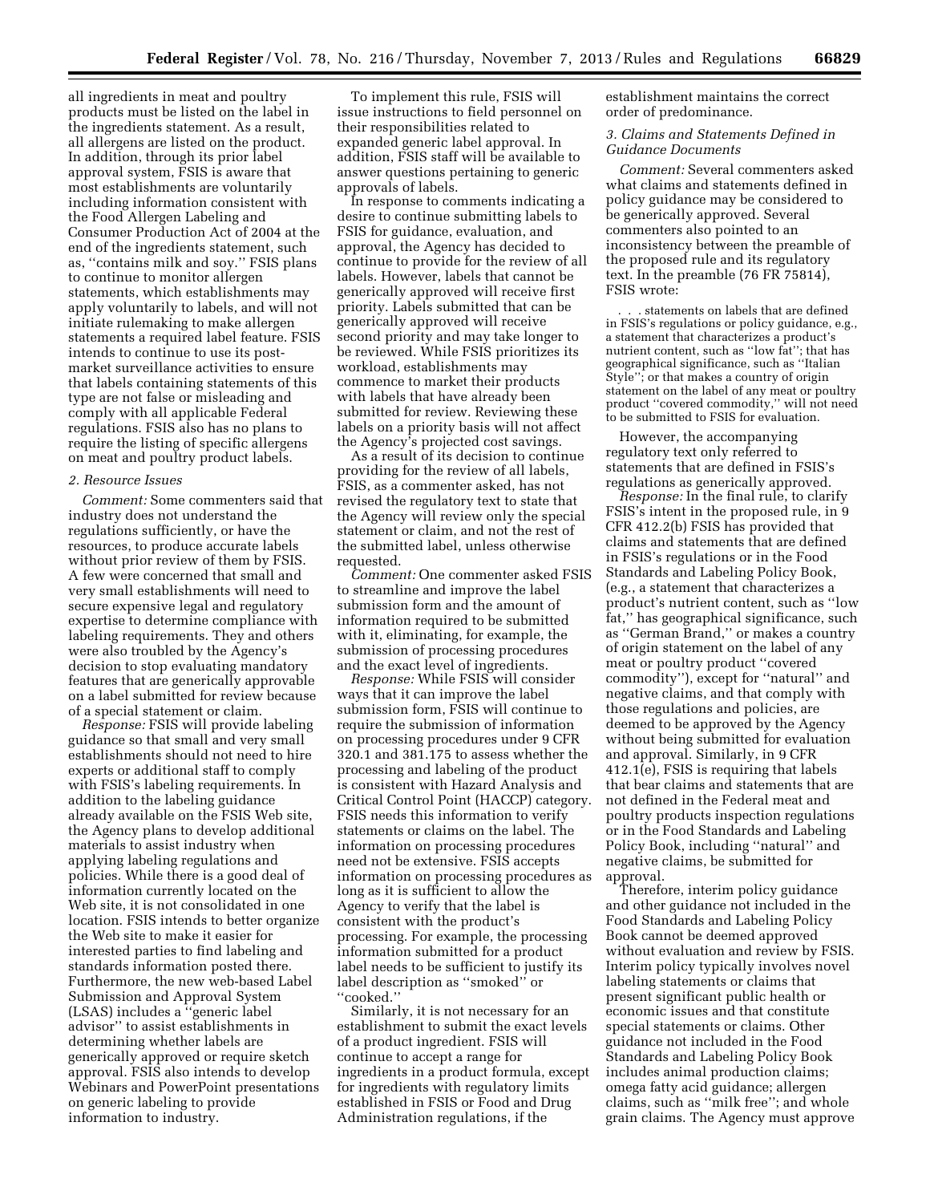all ingredients in meat and poultry products must be listed on the label in the ingredients statement. As a result, all allergens are listed on the product. In addition, through its prior label approval system, FSIS is aware that most establishments are voluntarily including information consistent with the Food Allergen Labeling and Consumer Production Act of 2004 at the end of the ingredients statement, such as, "contains milk and soy." FSIS plans to continue to monitor allergen statements, which establishments may apply voluntarily to labels, and will not initiate rulemaking to make allergen statements a required label feature. FSIS intends to continue to use its post-market surveillance activities to ensure that labels containing statements of this type are not false or misleading and comply with all applicable Federal regulations. FSIS also has no plans to require the listing of specific allergens on meat and poultry product labels.

### *2. Resource Issues*

*Comment:* Some commenters said that industry does not understand the regulations sufficiently, or have the resources, to produce accurate labels without prior review of them by FSIS. A few were concerned that small and very small establishments will need to secure expensive legal and regulatory expertise to determine compliance with labeling requirements. They and others were also troubled by the Agency's decision to stop evaluating mandatory features that are generically approvable on a label submitted for review because of a special statement or claim.

*Response:* FSIS will provide labeling guidance so that small and very small establishments should not need to hire experts or additional staff to comply with FSIS's labeling requirements. In addition to the labeling guidance already available on the FSIS Web site, the Agency plans to develop additional materials to assist industry when applying labeling regulations and policies. While there is a good deal of information currently located on the Web site, it is not consolidated in one location. FSIS intends to better organize the Web site to make it easier for interested parties to find labeling and standards information posted there. Furthermore, the new web-based Label Submission and Approval System (LSAS) includes a "generic label advisor" to assist establishments in determining whether labels are generically approved or require sketch approval. FSIS also intends to develop Webinars and PowerPoint presentations on generic labeling to provide information to industry.

To implement this rule, FSIS will issue instructions to field personnel on their responsibilities related to expanded generic label approval. In addition, FSIS staff will be available to answer questions pertaining to generic approvals of labels.

In response to comments indicating a desire to continue submitting labels to FSIS for guidance, evaluation, and approval, the Agency has decided to continue to provide for the review of all labels. However, labels that cannot be generically approved will receive first priority. Labels submitted that can be generically approved will receive second priority and may take longer to be reviewed. While FSIS prioritizes its workload, establishments may commence to market their products with labels that have already been submitted for review. Reviewing these labels on a priority basis will not affect the Agency's projected cost savings.

As a result of its decision to continue providing for the review of all labels, FSIS, as a commenter asked, has not revised the regulatory text to state that the Agency will review only the special statement or claim, and not the rest of the submitted label, unless otherwise requested.

*Comment:* One commenter asked FSIS to streamline and improve the label submission form and the amount of information required to be submitted with it, eliminating, for example, the submission of processing procedures and the exact level of ingredients.

*Response:* While FSIS will consider ways that it can improve the label submission form, FSIS will continue to require the submission of information on processing procedures under 9 CFR 320.1 and 381.175 to assess whether the processing and labeling of the product is consistent with Hazard Analysis and Critical Control Point (HACCP) category. FSIS needs this information to verify statements or claims on the label. The information on processing procedures need not be extensive. FSIS accepts information on processing procedures as long as it is sufficient to allow the Agency to verify that the label is consistent with the product's processing. For example, the processing information submitted for a product label needs to be sufficient to justify its label description as "smoked" or "cooked."

Similarly, it is not necessary for an establishment to submit the exact levels of a product ingredient. FSIS will continue to accept a range for ingredients in a product formula, except for ingredients with regulatory limits established in FSIS or Food and Drug Administration regulations, if the establishment maintains the correct order of predominance.

### *3. Claims and Statements Defined in Guidance Documents*

*Comment:* Several commenters asked what claims and statements defined in policy guidance may be considered to be generically approved. Several commenters also pointed to an inconsistency between the preamble of the proposed rule and its regulatory text. In the preamble (76 FR 75814), FSIS wrote:

> . . . statements on labels that are defined in FSIS's regulations or policy guidance, e.g., a statement that characterizes a product's nutrient content, such as "low fat"; that has geographical significance, such as "Italian Style"; or that makes a country of origin statement on the label of any meat or poultry product "covered commodity," will not need to be submitted to FSIS for evaluation.

However, the accompanying regulatory text only referred to statements that are defined in FSIS's regulations as generically approved.

*Response:* In the final rule, to clarify FSIS's intent in the proposed rule, in 9 CFR 412.2(b) FSIS has provided that claims and statements that are defined in FSIS's regulations or in the Food Standards and Labeling Policy Book, (e.g., a statement that characterizes a product's nutrient content, such as "low fat," has geographical significance, such as "German Brand," or makes a country of origin statement on the label of any meat or poultry product "covered commodity"), except for "natural" and negative claims, and that comply with those regulations and policies, are deemed to be approved by the Agency without being submitted for evaluation and approval. Similarly, in 9 CFR 412.1(e), FSIS is requiring that labels that bear claims and statements that are not defined in the Federal meat and poultry products inspection regulations or in the Food Standards and Labeling Policy Book, including "natural" and negative claims, be submitted for approval.

Therefore, interim policy guidance and other guidance not included in the Food Standards and Labeling Policy Book cannot be deemed approved without evaluation and review by FSIS. Interim policy typically involves novel labeling statements or claims that present significant public health or economic issues and that constitute special statements or claims. Other guidance not included in the Food Standards and Labeling Policy Book includes animal production claims; omega fatty acid guidance; allergen claims, such as "milk free"; and whole grain claims. The Agency must approve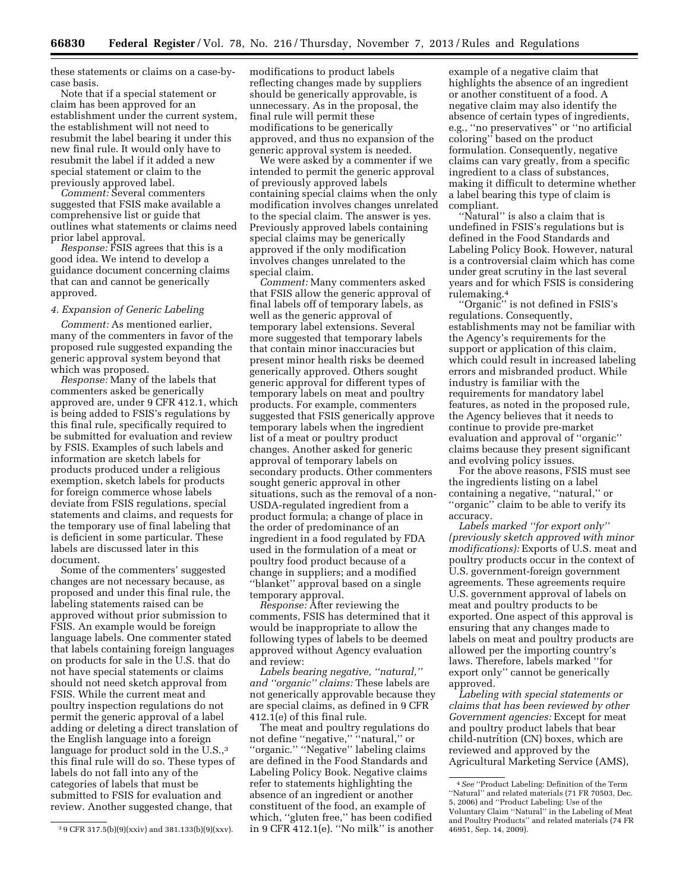these statements or claims on a case-by-case basis.

Note that if a special statement or claim has been approved for an establishment under the current system, the establishment will not need to resubmit the label bearing it under this new final rule. It would only have to resubmit the label if it added a new special statement or claim to the previously approved label.

*Comment:* Several commenters suggested that FSIS make available a comprehensive list or guide that outlines what statements or claims need prior label approval.

*Response:* FSIS agrees that this is a good idea. We intend to develop a guidance document concerning claims that can and cannot be generically approved.

*4. Expansion of Generic Labeling*

*Comment:* As mentioned earlier, many of the commenters in favor of the proposed rule suggested expanding the generic approval system beyond that which was proposed.

*Response:* Many of the labels that commenters asked be generically approved are, under 9 CFR 412.1, which is being added to FSIS's regulations by this final rule, specifically required to be submitted for evaluation and review by FSIS. Examples of such labels and information are sketch labels for products produced under a religious exemption, sketch labels for products for foreign commerce whose labels deviate from FSIS regulations, special statements and claims, and requests for the temporary use of final labeling that is deficient in some particular. These labels are discussed later in this document.

Some of the commenters' suggested changes are not necessary because, as proposed and under this final rule, the labeling statements raised can be approved without prior submission to FSIS. An example would be foreign language labels. One commenter stated that labels containing foreign languages on products for sale in the U.S. that do not have special statements or claims should not need sketch approval from FSIS. While the current meat and poultry inspection regulations do not permit the generic approval of a label adding or deleting a direct translation of the English language into a foreign language for product sold in the U.S.,[3] this final rule will do so. These types of labels do not fall into any of the categories of labels that must be submitted to FSIS for evaluation and review. Another suggested change, that modifications to product labels reflecting changes made by suppliers should be generically approvable, is unnecessary. As in the proposal, the final rule will permit these modifications to be generically approved, and thus no expansion of the generic approval system is needed.

We were asked by a commenter if we intended to permit the generic approval of previously approved labels containing special claims when the only modification involves changes unrelated to the special claim. The answer is yes. Previously approved labels containing special claims may be generically approved if the only modification involves changes unrelated to the special claim.

*Comment:* Many commenters asked that FSIS allow the generic approval of final labels off of temporary labels, as well as the generic approval of temporary label extensions. Several more suggested that temporary labels that contain minor inaccuracies but present minor health risks be deemed generically approved. Others sought generic approval for different types of temporary labels on meat and poultry products. For example, commenters suggested that FSIS generically approve temporary labels when the ingredient list of a meat or poultry product changes. Another asked for generic approval of temporary labels on secondary products. Other commenters sought generic approval in other situations, such as the removal of a non-USDA-regulated ingredient from a product formula; a change of place in the order of predominance of an ingredient in a food regulated by FDA used in the formulation of a meat or poultry food product because of a change in suppliers; and a modified "blanket" approval based on a single temporary approval.

*Response:* After reviewing the comments, FSIS has determined that it would be inappropriate to allow the following types of labels to be deemed approved without Agency evaluation and review:

*Labels bearing negative, "natural," and "organic" claims:* These labels are not generically approvable because they are special claims, as defined in 9 CFR 412.1(e) of this final rule.

The meat and poultry regulations do not define "negative," "natural," or "organic." "Negative" labeling claims are defined in the Food Standards and Labeling Policy Book. Negative claims refer to statements highlighting the absence of an ingredient or another constituent of the food, an example of which, "gluten free," has been codified in 9 CFR 412.1(e). "No milk" is another example of a negative claim that highlights the absence of an ingredient or another constituent of a food. A negative claim may also identify the absence of certain types of ingredients, e.g., "no preservatives" or "no artificial coloring" based on the product formulation. Consequently, negative claims can vary greatly, from a specific ingredient to a class of substances, making it difficult to determine whether a label bearing this type of claim is compliant.

"Natural" is also a claim that is undefined in FSIS's regulations but is defined in the Food Standards and Labeling Policy Book. However, natural is a controversial claim which has come under great scrutiny in the last several years and for which FSIS is considering rulemaking.[4]

"Organic" is not defined in FSIS's regulations. Consequently, establishments may not be familiar with the Agency's requirements for the support or application of this claim, which could result in increased labeling errors and misbranded product. While industry is familiar with the requirements for mandatory label features, as noted in the proposed rule, the Agency believes that it needs to continue to provide pre-market evaluation and approval of "organic" claims because they present significant and evolving policy issues.

For the above reasons, FSIS must see the ingredients listing on a label containing a negative, "natural," or "organic" claim to be able to verify its accuracy.

*Labels marked "for export only" (previously sketch approved with minor modifications):* Exports of U.S. meat and poultry products occur in the context of U.S. government-foreign government agreements. These agreements require U.S. government approval of labels on meat and poultry products to be exported. One aspect of this approval is ensuring that any changes made to labels on meat and poultry products are allowed per the importing country's laws. Therefore, labels marked "for export only" cannot be generically approved.

*Labeling with special statements or claims that has been reviewed by other Government agencies:* Except for meat and poultry product labels that bear child-nutrition (CN) boxes, which are reviewed and approved by the Agricultural Marketing Service (AMS),

---

[3] 9 CFR 317.5(b)(9)(xxiv) and 381.133(b)(9)(xxv).

[4] *See* "Product Labeling: Definition of the Term "Natural" and related materials (71 FR 70503, Dec. 5, 2006) and "Product Labeling: Use of the Voluntary Claim "Natural" in the Labeling of Meat and Poultry Products" and related materials (74 FR 46951, Sep. 14, 2009).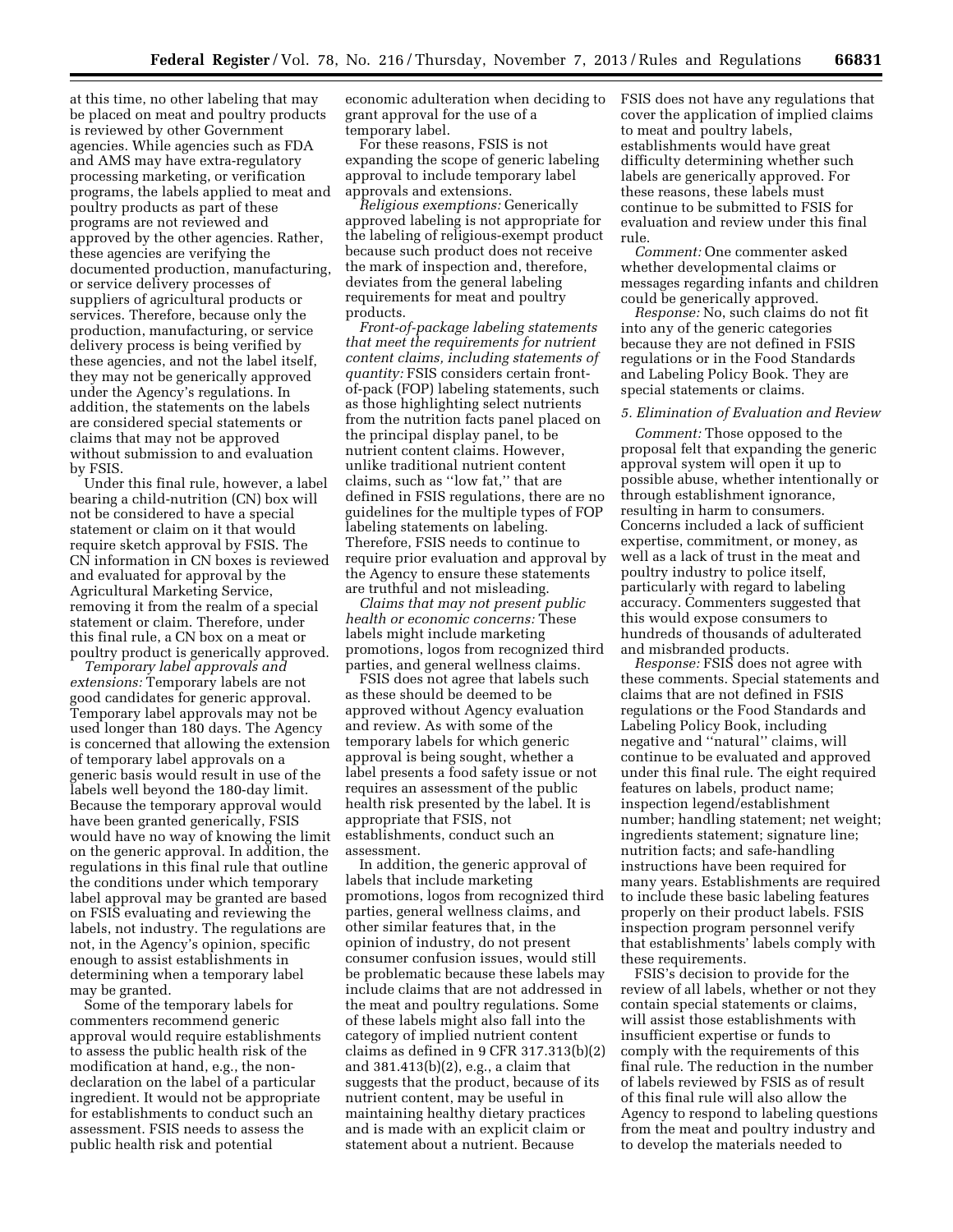at this time, no other labeling that may be placed on meat and poultry products is reviewed by other Government agencies. While agencies such as FDA and AMS may have extra-regulatory processing marketing, or verification programs, the labels applied to meat and poultry products as part of these programs are not reviewed and approved by the other agencies. Rather, these agencies are verifying the documented production, manufacturing, or service delivery processes of suppliers of agricultural products or services. Therefore, because only the production, manufacturing, or service delivery process is being verified by these agencies, and not the label itself, they may not be generically approved under the Agency's regulations. In addition, the statements on the labels are considered special statements or claims that may not be approved without submission to and evaluation by FSIS.

Under this final rule, however, a label bearing a child-nutrition (CN) box will not be considered to have a special statement or claim on it that would require sketch approval by FSIS. The CN information in CN boxes is reviewed and evaluated for approval by the Agricultural Marketing Service, removing it from the realm of a special statement or claim. Therefore, under this final rule, a CN box on a meat or poultry product is generically approved.

*Temporary label approvals and extensions:* Temporary labels are not good candidates for generic approval. Temporary label approvals may not be used longer than 180 days. The Agency is concerned that allowing the extension of temporary label approvals on a generic basis would result in use of the labels well beyond the 180-day limit. Because the temporary approval would have been granted generically, FSIS would have no way of knowing the limit on the generic approval. In addition, the regulations in this final rule that outline the conditions under which temporary label approval may be granted are based on FSIS evaluating and reviewing the labels, not industry. The regulations are not, in the Agency's opinion, specific enough to assist establishments in determining when a temporary label may be granted.

Some of the temporary labels for commenters recommend generic approval would require establishments to assess the public health risk of the modification at hand, e.g., the non-declaration on the label of a particular ingredient. It would not be appropriate for establishments to conduct such an assessment. FSIS needs to assess the public health risk and potential economic adulteration when deciding to grant approval for the use of a temporary label.

For these reasons, FSIS is not expanding the scope of generic labeling approval to include temporary label approvals and extensions.

*Religious exemptions:* Generically approved labeling is not appropriate for the labeling of religious-exempt product because such product does not receive the mark of inspection and, therefore, deviates from the general labeling requirements for meat and poultry products.

*Front-of-package labeling statements that meet the requirements for nutrient content claims, including statements of quantity:* FSIS considers certain front-of-pack (FOP) labeling statements, such as those highlighting select nutrients from the nutrition facts panel placed on the principal display panel, to be nutrient content claims. However, unlike traditional nutrient content claims, such as ''low fat,'' that are defined in FSIS regulations, there are no guidelines for the multiple types of FOP labeling statements on labeling. Therefore, FSIS needs to continue to require prior evaluation and approval by the Agency to ensure these statements are truthful and not misleading.

*Claims that may not present public health or economic concerns:* These labels might include marketing promotions, logos from recognized third parties, and general wellness claims.

FSIS does not agree that labels such as these should be deemed to be approved without Agency evaluation and review. As with some of the temporary labels for which generic approval is being sought, whether a label presents a food safety issue or not requires an assessment of the public health risk presented by the label. It is appropriate that FSIS, not establishments, conduct such an assessment.

In addition, the generic approval of labels that include marketing promotions, logos from recognized third parties, general wellness claims, and other similar features that, in the opinion of industry, do not present consumer confusion issues, would still be problematic because these labels may include claims that are not addressed in the meat and poultry regulations. Some of these labels might also fall into the category of implied nutrient content claims as defined in 9 CFR 317.313(b)(2) and 381.413(b)(2), e.g., a claim that suggests that the product, because of its nutrient content, may be useful in maintaining healthy dietary practices and is made with an explicit claim or statement about a nutrient. Because FSIS does not have any regulations that cover the application of implied claims to meat and poultry labels, establishments would have great difficulty determining whether such labels are generically approved. For these reasons, these labels must continue to be submitted to FSIS for evaluation and review under this final rule.

*Comment:* One commenter asked whether developmental claims or messages regarding infants and children could be generically approved.

*Response:* No, such claims do not fit into any of the generic categories because they are not defined in FSIS regulations or in the Food Standards and Labeling Policy Book. They are special statements or claims.

*5. Elimination of Evaluation and Review*

*Comment:* Those opposed to the proposal felt that expanding the generic approval system will open it up to possible abuse, whether intentionally or through establishment ignorance, resulting in harm to consumers. Concerns included a lack of sufficient expertise, commitment, or money, as well as a lack of trust in the meat and poultry industry to police itself, particularly with regard to labeling accuracy. Commenters suggested that this would expose consumers to hundreds of thousands of adulterated and misbranded products.

*Response:* FSIS does not agree with these comments. Special statements and claims that are not defined in FSIS regulations or the Food Standards and Labeling Policy Book, including negative and ''natural'' claims, will continue to be evaluated and approved under this final rule. The eight required features on labels, product name; inspection legend/establishment number; handling statement; net weight; ingredients statement; signature line; nutrition facts; and safe-handling instructions have been required for many years. Establishments are required to include these basic labeling features properly on their product labels. FSIS inspection program personnel verify that establishments' labels comply with these requirements.

FSIS's decision to provide for the review of all labels, whether or not they contain special statements or claims, will assist those establishments with insufficient expertise or funds to comply with the requirements of this final rule. The reduction in the number of labels reviewed by FSIS as of result of this final rule will also allow the Agency to respond to labeling questions from the meat and poultry industry and to develop the materials needed to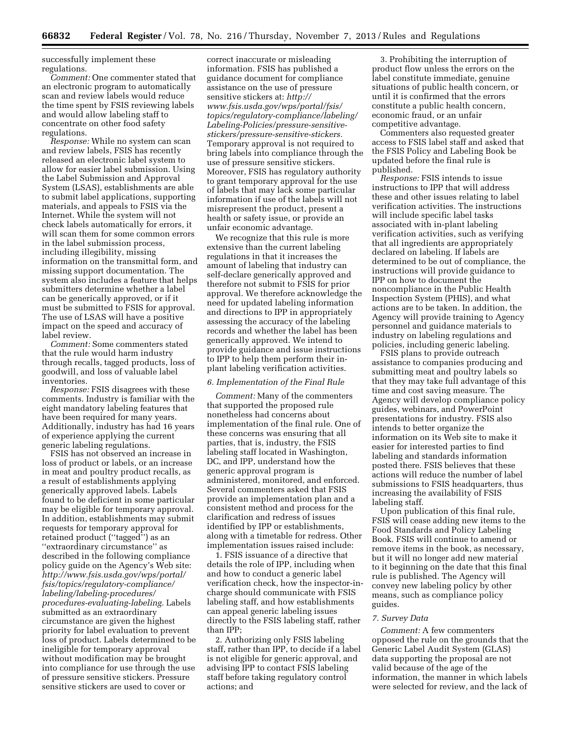successfully implement these regulations.

*Comment:* One commenter stated that an electronic program to automatically scan and review labels would reduce the time spent by FSIS reviewing labels and would allow labeling staff to concentrate on other food safety regulations.

*Response:* While no system can scan and review labels, FSIS has recently released an electronic label system to allow for easier label submission. Using the Label Submission and Approval System (LSAS), establishments are able to submit label applications, supporting materials, and appeals to FSIS via the Internet. While the system will not check labels automatically for errors, it will scan them for some common errors in the label submission process, including illegibility, missing information on the transmittal form, and missing support documentation. The system also includes a feature that helps submitters determine whether a label can be generically approved, or if it must be submitted to FSIS for approval. The use of LSAS will have a positive impact on the speed and accuracy of label review.

*Comment:* Some commenters stated that the rule would harm industry through recalls, tagged products, loss of goodwill, and loss of valuable label inventories.

*Response:* FSIS disagrees with these comments. Industry is familiar with the eight mandatory labeling features that have been required for many years. Additionally, industry has had 16 years of experience applying the current generic labeling regulations.

FSIS has not observed an increase in loss of product or labels, or an increase in meat and poultry product recalls, as a result of establishments applying generically approved labels. Labels found to be deficient in some particular may be eligible for temporary approval. In addition, establishments may submit requests for temporary approval for retained product (''tagged'') as an ''extraordinary circumstance'' as described in the following compliance policy guide on the Agency's Web site: *http://www.fsis.usda.gov/wps/portal/fsis/topics/regulatory-compliance/labeling/labeling-procedures/procedures-evaluating-labeling.* Labels submitted as an extraordinary circumstance are given the highest priority for label evaluation to prevent loss of product. Labels determined to be ineligible for temporary approval without modification may be brought into compliance for use through the use of pressure sensitive stickers. Pressure sensitive stickers are used to cover or correct inaccurate or misleading information. FSIS has published a guidance document for compliance assistance on the use of pressure sensitive stickers at: *http://www.fsis.usda.gov/wps/portal/fsis/topics/regulatory-compliance/labeling/Labeling-Policies/pressure-sensitive-stickers/pressure-sensitive-stickers.* Temporary approval is not required to bring labels into compliance through the use of pressure sensitive stickers. Moreover, FSIS has regulatory authority to grant temporary approval for the use of labels that may lack some particular information if use of the labels will not misrepresent the product, present a health or safety issue, or provide an unfair economic advantage.

We recognize that this rule is more extensive than the current labeling regulations in that it increases the amount of labeling that industry can self-declare generically approved and therefore not submit to FSIS for prior approval. We therefore acknowledge the need for updated labeling information and directions to IPP in appropriately assessing the accuracy of the labeling records and whether the label has been generically approved. We intend to provide guidance and issue instructions to IPP to help them perform their in-plant labeling verification activities.

### *6. Implementation of the Final Rule*

*Comment:* Many of the commenters that supported the proposed rule nonetheless had concerns about implementation of the final rule. One of these concerns was ensuring that all parties, that is, industry, the FSIS labeling staff located in Washington, DC, and IPP, understand how the generic approval program is administered, monitored, and enforced. Several commenters asked that FSIS provide an implementation plan and a consistent method and process for the clarification and redress of issues identified by IPP or establishments, along with a timetable for redress. Other implementation issues raised include:

1. FSIS issuance of a directive that details the role of IPP, including when and how to conduct a generic label verification check, how the inspector-in-charge should communicate with FSIS labeling staff, and how establishments can appeal generic labeling issues directly to the FSIS labeling staff, rather than IPP;

2. Authorizing only FSIS labeling staff, rather than IPP, to decide if a label is not eligible for generic approval, and advising IPP to contact FSIS labeling staff before taking regulatory control actions; and

3. Prohibiting the interruption of product flow unless the errors on the label constitute immediate, genuine situations of public health concern, or until it is confirmed that the errors constitute a public health concern, economic fraud, or an unfair competitive advantage.

Commenters also requested greater access to FSIS label staff and asked that the FSIS Policy and Labeling Book be updated before the final rule is published.

*Response:* FSIS intends to issue instructions to IPP that will address these and other issues relating to label verification activities. The instructions will include specific label tasks associated with in-plant labeling verification activities, such as verifying that all ingredients are appropriately declared on labeling. If labels are determined to be out of compliance, the instructions will provide guidance to IPP on how to document the noncompliance in the Public Health Inspection System (PHIS), and what actions are to be taken. In addition, the Agency will provide training to Agency personnel and guidance materials to industry on labeling regulations and policies, including generic labeling.

FSIS plans to provide outreach assistance to companies producing and submitting meat and poultry labels so that they may take full advantage of this time and cost saving measure. The Agency will develop compliance policy guides, webinars, and PowerPoint presentations for industry. FSIS also intends to better organize the information on its Web site to make it easier for interested parties to find labeling and standards information posted there. FSIS believes that these actions will reduce the number of label submissions to FSIS headquarters, thus increasing the availability of FSIS labeling staff.

Upon publication of this final rule, FSIS will cease adding new items to the Food Standards and Policy Labeling Book. FSIS will continue to amend or remove items in the book, as necessary, but it will no longer add new material to it beginning on the date that this final rule is published. The Agency will convey new labeling policy by other means, such as compliance policy guides.

### *7. Survey Data*

*Comment:* A few commenters opposed the rule on the grounds that the Generic Label Audit System (GLAS) data supporting the proposal are not valid because of the age of the information, the manner in which labels were selected for review, and the lack of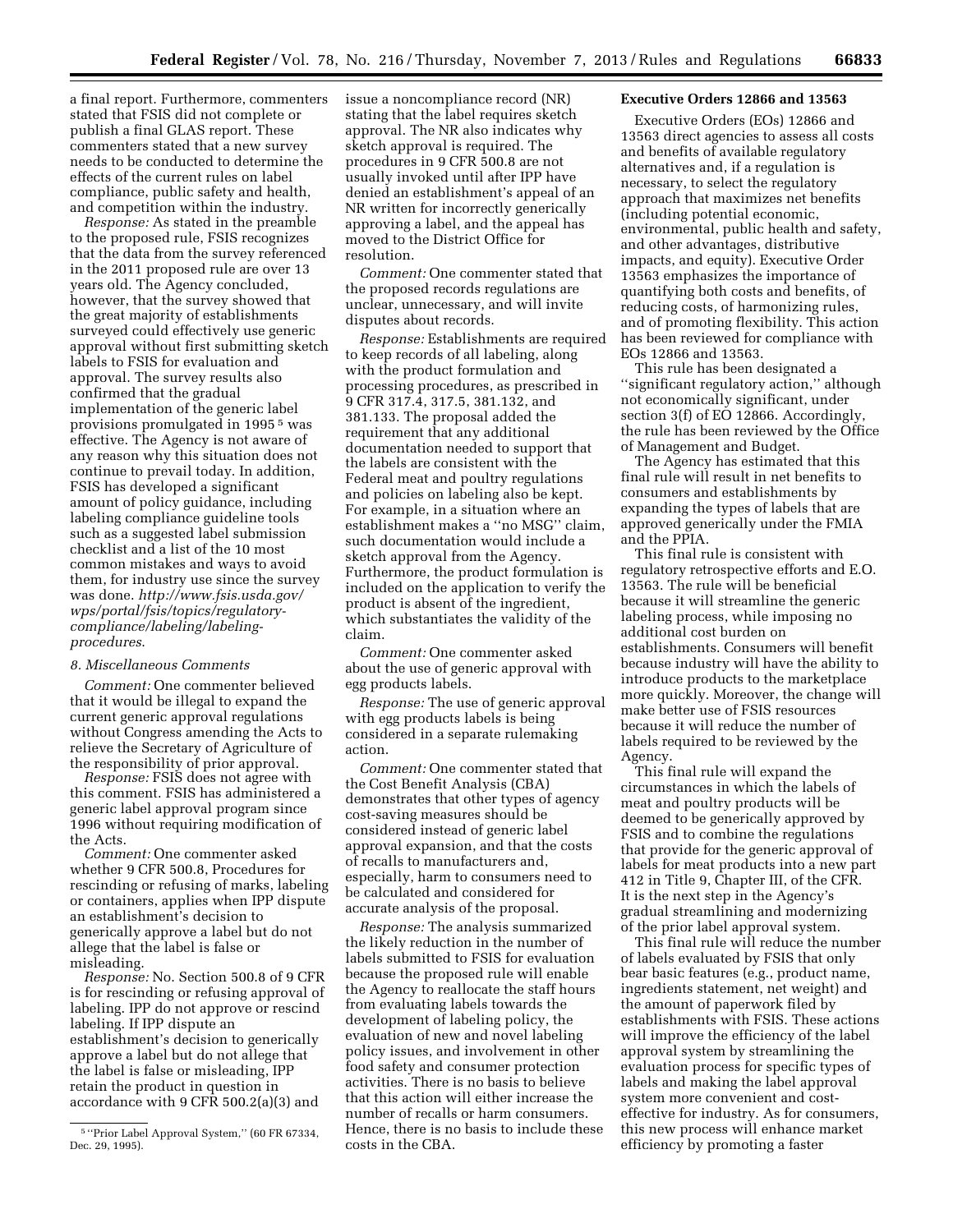a final report. Furthermore, commenters stated that FSIS did not complete or publish a final GLAS report. These commenters stated that a new survey needs to be conducted to determine the effects of the current rules on label compliance, public safety and health, and competition within the industry.

*Response:* As stated in the preamble to the proposed rule, FSIS recognizes that the data from the survey referenced in the 2011 proposed rule are over 13 years old. The Agency concluded, however, that the survey showed that the great majority of establishments surveyed could effectively use generic approval without first submitting sketch labels to FSIS for evaluation and approval. The survey results also confirmed that the gradual implementation of the generic label provisions promulgated in 1995 [5] was effective. The Agency is not aware of any reason why this situation does not continue to prevail today. In addition, FSIS has developed a significant amount of policy guidance, including labeling compliance guideline tools such as a suggested label submission checklist and a list of the 10 most common mistakes and ways to avoid them, for industry use since the survey was done. *http://www.fsis.usda.gov/wps/portal/fsis/topics/regulatory-compliance/labeling/labeling-procedures.*

### 8. Miscellaneous Comments

*Comment:* One commenter believed that it would be illegal to expand the current generic approval regulations without Congress amending the Acts to relieve the Secretary of Agriculture of the responsibility of prior approval.

*Response:* FSIS does not agree with this comment. FSIS has administered a generic label approval program since 1996 without requiring modification of the Acts.

*Comment:* One commenter asked whether 9 CFR 500.8, Procedures for rescinding or refusing of marks, labeling or containers, applies when IPP dispute an establishment's decision to generically approve a label but do not allege that the label is false or misleading.

*Response:* No. Section 500.8 of 9 CFR is for rescinding or refusing approval of labeling. IPP do not approve or rescind labeling. If IPP dispute an establishment's decision to generically approve a label but do not allege that the label is false or misleading, IPP retain the product in question in accordance with 9 CFR 500.2(a)(3) and issue a noncompliance record (NR) stating that the label requires sketch approval. The NR also indicates why sketch approval is required. The procedures in 9 CFR 500.8 are not usually invoked until after IPP have denied an establishment's appeal of an NR written for incorrectly generically approving a label, and the appeal has moved to the District Office for resolution.

*Comment:* One commenter stated that the proposed records regulations are unclear, unnecessary, and will invite disputes about records.

*Response:* Establishments are required to keep records of all labeling, along with the product formulation and processing procedures, as prescribed in 9 CFR 317.4, 317.5, 381.132, and 381.133. The proposal added the requirement that any additional documentation needed to support that the labels are consistent with the Federal meat and poultry regulations and policies on labeling also be kept. For example, in a situation where an establishment makes a "no MSG" claim, such documentation would include a sketch approval from the Agency. Furthermore, the product formulation is included on the application to verify the product is absent of the ingredient, which substantiates the validity of the claim.

*Comment:* One commenter asked about the use of generic approval with egg products labels.

*Response:* The use of generic approval with egg products labels is being considered in a separate rulemaking action.

*Comment:* One commenter stated that the Cost Benefit Analysis (CBA) demonstrates that other types of agency cost-saving measures should be considered instead of generic label approval expansion, and that the costs of recalls to manufacturers and, especially, harm to consumers need to be calculated and considered for accurate analysis of the proposal.

*Response:* The analysis summarized the likely reduction in the number of labels submitted to FSIS for evaluation because the proposed rule will enable the Agency to reallocate the staff hours from evaluating labels towards the development of labeling policy, the evaluation of new and novel labeling policy issues, and involvement in other food safety and consumer protection activities. There is no basis to believe that this action will either increase the number of recalls or harm consumers. Hence, there is no basis to include these costs in the CBA.

## Executive Orders 12866 and 13563

Executive Orders (EOs) 12866 and 13563 direct agencies to assess all costs and benefits of available regulatory alternatives and, if a regulation is necessary, to select the regulatory approach that maximizes net benefits (including potential economic, environmental, public health and safety, and other advantages, distributive impacts, and equity). Executive Order 13563 emphasizes the importance of quantifying both costs and benefits, of reducing costs, of harmonizing rules, and of promoting flexibility. This action has been reviewed for compliance with EOs 12866 and 13563.

This rule has been designated a "significant regulatory action," although not economically significant, under section 3(f) of EO 12866. Accordingly, the rule has been reviewed by the Office of Management and Budget.

The Agency has estimated that this final rule will result in net benefits to consumers and establishments by expanding the types of labels that are approved generically under the FMIA and the PPIA.

This final rule is consistent with regulatory retrospective efforts and E.O. 13563. The rule will be beneficial because it will streamline the generic labeling process, while imposing no additional cost burden on establishments. Consumers will benefit because industry will have the ability to introduce products to the marketplace more quickly. Moreover, the change will make better use of FSIS resources because it will reduce the number of labels required to be reviewed by the Agency.

This final rule will expand the circumstances in which the labels of meat and poultry products will be deemed to be generically approved by FSIS and to combine the regulations that provide for the generic approval of labels for meat products into a new part 412 in Title 9, Chapter III, of the CFR. It is the next step in the Agency's gradual streamlining and modernizing of the prior label approval system.

This final rule will reduce the number of labels evaluated by FSIS that only bear basic features (e.g., product name, ingredients statement, net weight) and the amount of paperwork filed by establishments with FSIS. These actions will improve the efficiency of the label approval system by streamlining the evaluation process for specific types of labels and making the label approval system more convenient and cost-effective for industry. As for consumers, this new process will enhance market efficiency by promoting a faster

[5] "Prior Label Approval System," (60 FR 67334, Dec. 29, 1995).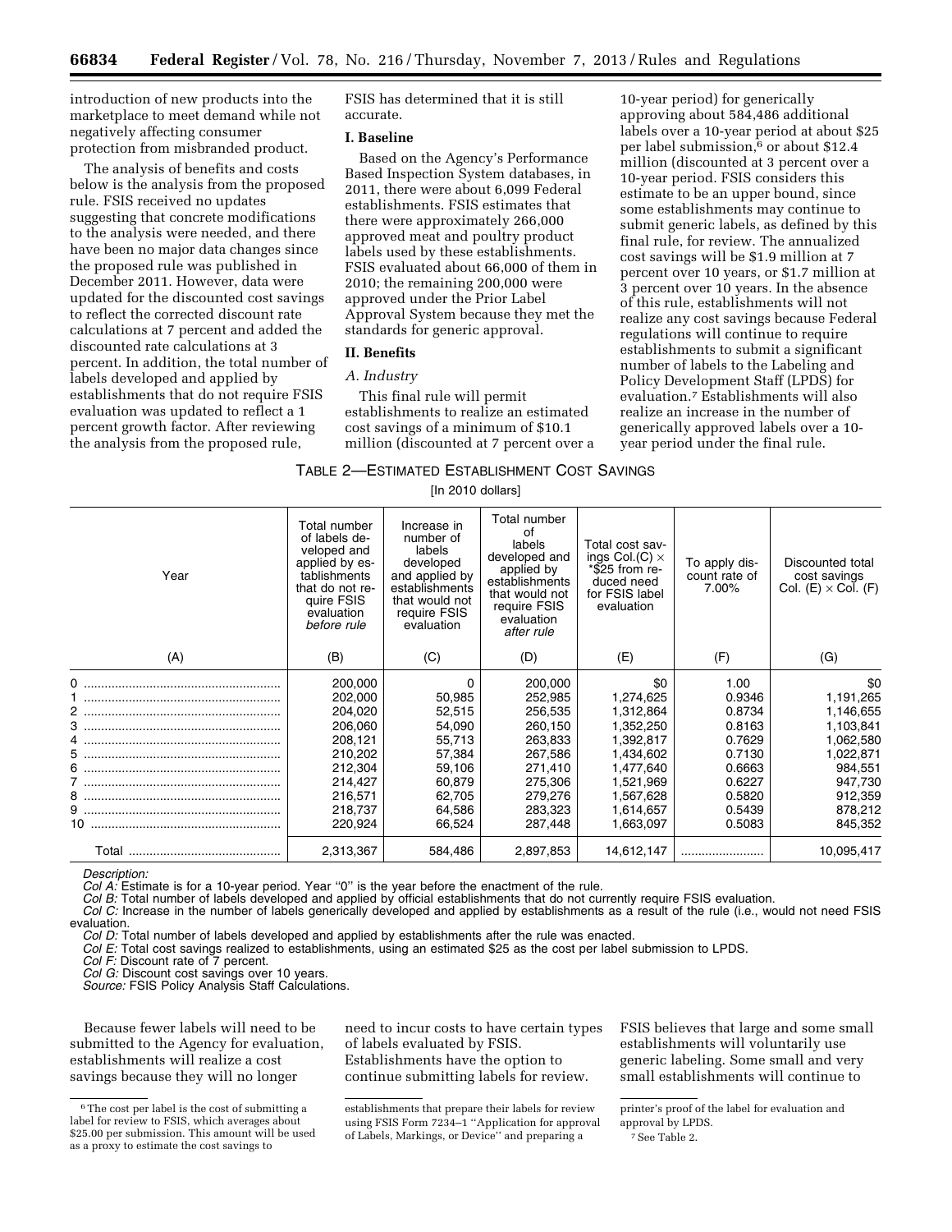introduction of new products into the marketplace to meet demand while not negatively affecting consumer protection from misbranded product.

The analysis of benefits and costs below is the analysis from the proposed rule. FSIS received no updates suggesting that concrete modifications to the analysis were needed, and there have been no major data changes since the proposed rule was published in December 2011. However, data were updated for the discounted cost savings to reflect the corrected discount rate calculations at 7 percent and added the discounted rate calculations at 3 percent. In addition, the total number of labels developed and applied by establishments that do not require FSIS evaluation was updated to reflect a 1 percent growth factor. After reviewing the analysis from the proposed rule, FSIS has determined that it is still accurate.

## I. Baseline

Based on the Agency's Performance Based Inspection System databases, in 2011, there were about 6,099 Federal establishments. FSIS estimates that there were approximately 266,000 approved meat and poultry product labels used by these establishments. FSIS evaluated about 66,000 of them in 2010; the remaining 200,000 were approved under the Prior Label Approval System because they met the standards for generic approval.

## II. Benefits

### A. Industry

This final rule will permit establishments to realize an estimated cost savings of a minimum of $10.1 million (discounted at 7 percent over a 10-year period) for generically approving about 584,486 additional labels over a 10-year period at about $25 per label submission,[6] or about $12.4 million (discounted at 3 percent over a 10-year period. FSIS considers this estimate to be an upper bound, since some establishments may continue to submit generic labels, as defined by this final rule, for review. The annualized cost savings will be $1.9 million at 7 percent over 10 years, or $1.7 million at 3 percent over 10 years. In the absence of this rule, establishments will not realize any cost savings because Federal regulations will continue to require establishments to submit a significant number of labels to the Labeling and Policy Development Staff (LPDS) for evaluation.[7] Establishments will also realize an increase in the number of generically approved labels over a 10-year period under the final rule.

TABLE 2—ESTIMATED ESTABLISHMENT COST SAVINGS

[In 2010 dollars]

| Year | Total number of labels developed and applied by establishments that do not require FSIS evaluation *before rule* | Increase in number of labels developed and applied by establishments that would not require FSIS evaluation | Total number of labels developed and applied by establishments that would not require FSIS evaluation *after rule* | Total cost savings Col.(C) × *$25 from reduced need for FSIS label evaluation | To apply discount rate of 7.00% | Discounted total cost savings Col. (E) × Col. (F) |
|---|---|---|---|---|---|---|
| (A) | (B) | (C) | (D) | (E) | (F) | (G) |
| 0 | 200,000 | 0 | 200,000 | $0 | 1.00 | $0 |
| 1 | 202,000 | 50,985 | 252,985 | 1,274,625 | 0.9346 | 1,191,265 |
| 2 | 204,020 | 52,515 | 256,535 | 1,312,864 | 0.8734 | 1,146,655 |
| 3 | 206,060 | 54,090 | 260,150 | 1,352,250 | 0.8163 | 1,103,841 |
| 4 | 208,121 | 55,713 | 263,833 | 1,392,817 | 0.7629 | 1,062,580 |
| 5 | 210,202 | 57,384 | 267,586 | 1,434,602 | 0.7130 | 1,022,871 |
| 6 | 212,304 | 59,106 | 271,410 | 1,477,640 | 0.6663 | 984,551 |
| 7 | 214,427 | 60,879 | 275,306 | 1,521,969 | 0.6227 | 947,730 |
| 8 | 216,571 | 62,705 | 279,276 | 1,567,628 | 0.5820 | 912,359 |
| 9 | 218,737 | 64,586 | 283,323 | 1,614,657 | 0.5439 | 878,212 |
| 10 | 220,924 | 66,524 | 287,448 | 1,663,097 | 0.5083 | 845,352 |
| Total | 2,313,367 | 584,486 | 2,897,853 | 14,612,147 | | 10,095,417 |

*Description:*
*Col A:* Estimate is for a 10-year period. Year "0" is the year before the enactment of the rule.
*Col B:* Total number of labels developed and applied by official establishments that do not currently require FSIS evaluation.
*Col C:* Increase in the number of labels generically developed and applied by establishments as a result of the rule (i.e., would not need FSIS evaluation.
*Col D:* Total number of labels developed and applied by establishments after the rule was enacted.
*Col E:* Total cost savings realized to establishments, using an estimated $25 as the cost per label submission to LPDS.
*Col F:* Discount rate of 7 percent.
*Col G:* Discount cost savings over 10 years.
*Source:* FSIS Policy Analysis Staff Calculations.

Because fewer labels will need to be submitted to the Agency for evaluation, establishments will realize a cost savings because they will no longer need to incur costs to have certain types of labels evaluated by FSIS. Establishments have the option to continue submitting labels for review. FSIS believes that large and some small establishments will voluntarily use generic labeling. Some small and very small establishments will continue to

[6] The cost per label is the cost of submitting a label for review to FSIS, which averages about $25.00 per submission. This amount will be used as a proxy to estimate the cost savings to establishments that prepare their labels for review using FSIS Form 7234–1 "Application for approval of Labels, Markings, or Device" and preparing a printer's proof of the label for evaluation and approval by LPDS.

[7] See Table 2.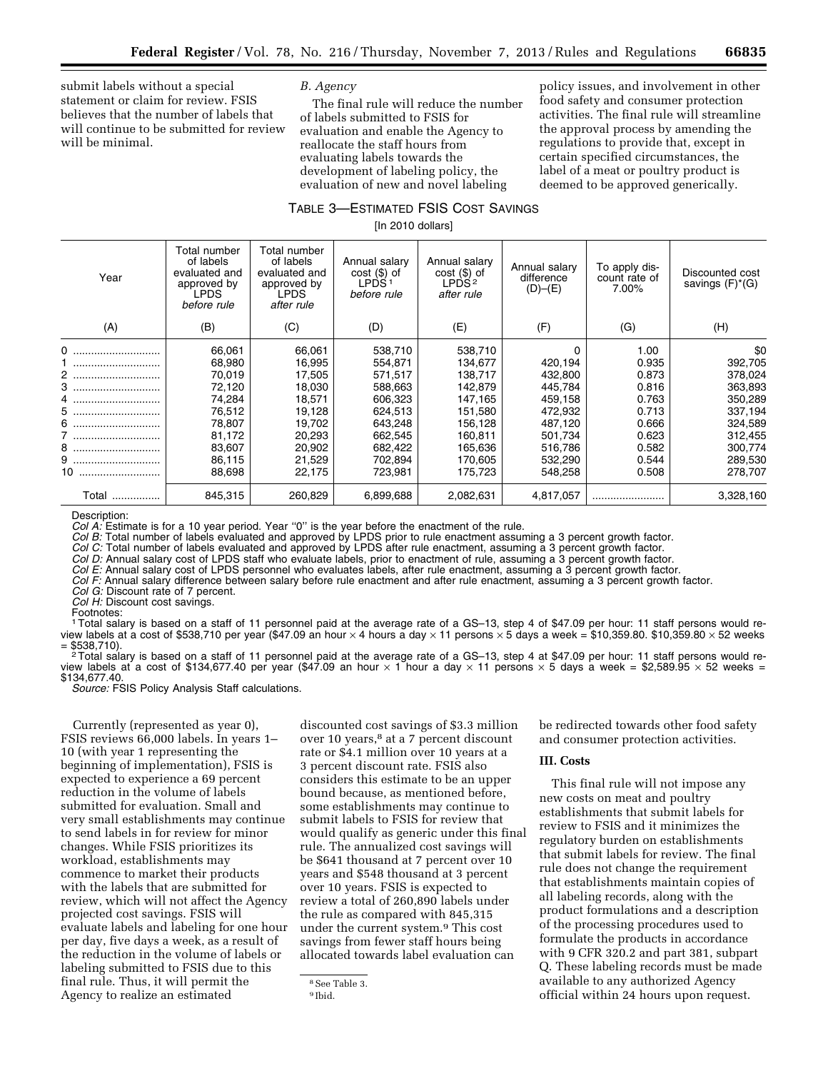submit labels without a special statement or claim for review. FSIS believes that the number of labels that will continue to be submitted for review will be minimal.

*B. Agency*

The final rule will reduce the number of labels submitted to FSIS for evaluation and enable the Agency to reallocate the staff hours from evaluating labels towards the development of labeling policy, the evaluation of new and novel labeling policy issues, and involvement in other food safety and consumer protection activities. The final rule will streamline the approval process by amending the regulations to provide that, except in certain specified circumstances, the label of a meat or poultry product is deemed to be approved generically.

TABLE 3—ESTIMATED FSIS COST SAVINGS

[In 2010 dollars]

| Year | Total number of labels evaluated and approved by LPDS *before rule* | Total number of labels evaluated and approved by LPDS *after rule* | Annual salary cost ($) of LPDS [1] *before rule* | Annual salary cost ($) of LPDS [2] *after rule* | Annual salary difference (D)–(E) | To apply discount rate of 7.00% | Discounted cost savings (F)*(G) |
|---|---|---|---|---|---|---|---|
| (A) | (B) | (C) | (D) | (E) | (F) | (G) | (H) |
| 0 | 66,061 | 66,061 | 538,710 | 538,710 | 0 | 1.00 | $0 |
| 1 | 68,980 | 16,995 | 554,871 | 134,677 | 420,194 | 0.935 | 392,705 |
| 2 | 70,019 | 17,505 | 571,517 | 138,717 | 432,800 | 0.873 | 378,024 |
| 3 | 72,120 | 18,030 | 588,663 | 142,879 | 445,784 | 0.816 | 363,893 |
| 4 | 74,284 | 18,571 | 606,323 | 147,165 | 459,158 | 0.763 | 350,289 |
| 5 | 76,512 | 19,128 | 624,513 | 151,580 | 472,932 | 0.713 | 337,194 |
| 6 | 78,807 | 19,702 | 643,248 | 156,128 | 487,120 | 0.666 | 324,589 |
| 7 | 81,172 | 20,293 | 662,545 | 160,811 | 501,734 | 0.623 | 312,455 |
| 8 | 83,607 | 20,902 | 682,422 | 165,636 | 516,786 | 0.582 | 300,774 |
| 9 | 86,115 | 21,529 | 702,894 | 170,605 | 532,290 | 0.544 | 289,530 |
| 10 | 88,698 | 22,175 | 723,981 | 175,723 | 548,258 | 0.508 | 278,707 |
| Total | 845,315 | 260,829 | 6,899,688 | 2,082,631 | 4,817,057 | | 3,328,160 |

Description:

*Col A:* Estimate is for a 10 year period. Year "0" is the year before the enactment of the rule.

*Col B:* Total number of labels evaluated and approved by LPDS prior to rule enactment assuming a 3 percent growth factor.

*Col C:* Total number of labels evaluated and approved by LPDS after rule enactment, assuming a 3 percent growth factor.

*Col D:* Annual salary cost of LPDS staff who evaluate labels, prior to enactment of rule, assuming a 3 percent growth factor.

*Col E:* Annual salary cost of LPDS personnel who evaluates labels, after rule enactment, assuming a 3 percent growth factor.

*Col F:* Annual salary difference between salary before rule enactment and after rule enactment, assuming a 3 percent growth factor.

*Col G:* Discount rate of 7 percent.

*Col H:* Discount cost savings.

Footnotes:

[1] Total salary is based on a staff of 11 personnel paid at the average rate of a GS–13, step 4 of $47.09 per hour: 11 staff persons would review labels at a cost of $538,710 per year ($47.09 an hour × 4 hours a day × 11 persons × 5 days a week = $10,359.80. $10,359.80 × 52 weeks = $538,710).

[2] Total salary is based on a staff of 11 personnel paid at the average rate of a GS–13, step 4 at $47.09 per hour: 11 staff persons would review labels at a cost of $134,677.40 per year ($47.09 an hour × 1 hour a day × 11 persons × 5 days a week = $2,589.95 × 52 weeks = $134,677.40.

*Source:* FSIS Policy Analysis Staff calculations.

Currently (represented as year 0), FSIS reviews 66,000 labels. In years 1–10 (with year 1 representing the beginning of implementation), FSIS is expected to experience a 69 percent reduction in the volume of labels submitted for evaluation. Small and very small establishments may continue to send labels in for review for minor changes. While FSIS prioritizes its workload, establishments may commence to market their products with the labels that are submitted for review, which will not affect the Agency projected cost savings. FSIS will evaluate labels and labeling for one hour per day, five days a week, as a result of the reduction in the volume of labels or labeling submitted to FSIS due to this final rule. Thus, it will permit the Agency to realize an estimated discounted cost savings of $3.3 million over 10 years,[8] at a 7 percent discount rate or $4.1 million over 10 years at a 3 percent discount rate. FSIS also considers this estimate to be an upper bound because, as mentioned before, some establishments may continue to submit labels to FSIS for review that would qualify as generic under this final rule. The annualized cost savings will be $641 thousand at 7 percent over 10 years and $548 thousand at 3 percent over 10 years. FSIS is expected to review a total of 260,890 labels under the rule as compared with 845,315 under the current system.[9] This cost savings from fewer staff hours being allocated towards label evaluation can be redirected towards other food safety and consumer protection activities.

[8] See Table 3.

[9] Ibid.

### III. Costs

This final rule will not impose any new costs on meat and poultry establishments that submit labels for review to FSIS and it minimizes the regulatory burden on establishments that submit labels for review. The final rule does not change the requirement that establishments maintain copies of all labeling records, along with the product formulations and a description of the processing procedures used to formulate the products in accordance with 9 CFR 320.2 and part 381, subpart Q. These labeling records must be made available to any authorized Agency official within 24 hours upon request.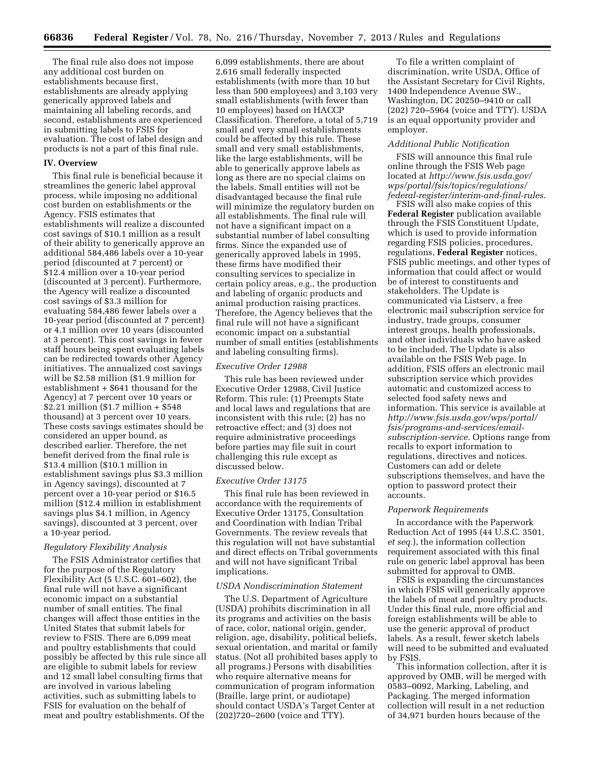The final rule also does not impose any additional cost burden on establishments because first, establishments are already applying generically approved labels and maintaining all labeling records, and second, establishments are experienced in submitting labels to FSIS for evaluation. The cost of label design and products is not a part of this final rule.

## IV. Overview

This final rule is beneficial because it streamlines the generic label approval process, while imposing no additional cost burden on establishments or the Agency. FSIS estimates that establishments will realize a discounted cost savings of $10.1 million as a result of their ability to generically approve an additional 584,486 labels over a 10-year period (discounted at 7 percent) or $12.4 million over a 10-year period (discounted at 3 percent). Furthermore, the Agency will realize a discounted cost savings of $3.3 million for evaluating 584,486 fewer labels over a 10-year period (discounted at 7 percent) or 4.1 million over 10 years (discounted at 3 percent). This cost savings in fewer staff hours being spent evaluating labels can be redirected towards other Agency initiatives. The annualized cost savings will be $2.58 million ($1.9 million for establishment + $641 thousand for the Agency) at 7 percent over 10 years or $2.21 million ($1.7 million + $548 thousand) at 3 percent over 10 years. These costs savings estimates should be considered an upper bound, as described earlier. Therefore, the net benefit derived from the final rule is $13.4 million ($10.1 million in establishment savings plus $3.3 million in Agency savings), discounted at 7 percent over a 10-year period or $16.5 million ($12.4 million in establishment savings plus $4.1 million, in Agency savings), discounted at 3 percent, over a 10-year period.

### *Regulatory Flexibility Analysis*

The FSIS Administrator certifies that for the purpose of the Regulatory Flexibility Act (5 U.S.C. 601–602), the final rule will not have a significant economic impact on a substantial number of small entities. The final changes will affect those entities in the United States that submit labels for review to FSIS. There are 6,099 meat and poultry establishments that could possibly be affected by this rule since all are eligible to submit labels for review and 12 small label consulting firms that are involved in various labeling activities, such as submitting labels to FSIS for evaluation on the behalf of meat and poultry establishments. Of the 6,099 establishments, there are about 2,616 small federally inspected establishments (with more than 10 but less than 500 employees) and 3,103 very small establishments (with fewer than 10 employees) based on HACCP Classification. Therefore, a total of 5,719 small and very small establishments could be affected by this rule. These small and very small establishments, like the large establishments, will be able to generically approve labels as long as there are no special claims on the labels. Small entities will not be disadvantaged because the final rule will minimize the regulatory burden on all establishments. The final rule will not have a significant impact on a substantial number of label consulting firms. Since the expanded use of generically approved labels in 1995, these firms have modified their consulting services to specialize in certain policy areas, e.g., the production and labeling of organic products and animal production raising practices. Therefore, the Agency believes that the final rule will not have a significant economic impact on a substantial number of small entities (establishments and labeling consulting firms).

### *Executive Order 12988*

This rule has been reviewed under Executive Order 12988, Civil Justice Reform. This rule: (1) Preempts State and local laws and regulations that are inconsistent with this rule; (2) has no retroactive effect; and (3) does not require administrative proceedings before parties may file suit in court challenging this rule except as discussed below.

### *Executive Order 13175*

This final rule has been reviewed in accordance with the requirements of Executive Order 13175, Consultation and Coordination with Indian Tribal Governments. The review reveals that this regulation will not have substantial and direct effects on Tribal governments and will not have significant Tribal implications.

### *USDA Nondiscrimination Statement*

The U.S. Department of Agriculture (USDA) prohibits discrimination in all its programs and activities on the basis of race, color, national origin, gender, religion, age, disability, political beliefs, sexual orientation, and marital or family status. (Not all prohibited bases apply to all programs.) Persons with disabilities who require alternative means for communication of program information (Braille, large print, or audiotape) should contact USDA's Target Center at (202)720–2600 (voice and TTY).

To file a written complaint of discrimination, write USDA, Office of the Assistant Secretary for Civil Rights, 1400 Independence Avenue SW., Washington, DC 20250–9410 or call (202) 720–5964 (voice and TTY). USDA is an equal opportunity provider and employer.

### *Additional Public Notification*

FSIS will announce this final rule online through the FSIS Web page located at *http://www.fsis.usda.gov/wps/portal/fsis/topics/regulations/federal-register/interim-and-final-rules*.

FSIS will also make copies of this **Federal Register** publication available through the FSIS Constituent Update, which is used to provide information regarding FSIS policies, procedures, regulations, **Federal Register** notices, FSIS public meetings, and other types of information that could affect or would be of interest to constituents and stakeholders. The Update is communicated via Listserv, a free electronic mail subscription service for industry, trade groups, consumer interest groups, health professionals, and other individuals who have asked to be included. The Update is also available on the FSIS Web page. In addition, FSIS offers an electronic mail subscription service which provides automatic and customized access to selected food safety news and information. This service is available at *http://www.fsis.usda.gov/wps/portal/fsis/programs-and-services/email-subscription-service*. Options range from recalls to export information to regulations, directives and notices. Customers can add or delete subscriptions themselves, and have the option to password protect their accounts.

### *Paperwork Requirements*

In accordance with the Paperwork Reduction Act of 1995 (44 U.S.C. 3501, *et seq.*), the information collection requirement associated with this final rule on generic label approval has been submitted for approval to OMB.

FSIS is expanding the circumstances in which FSIS will generically approve the labels of meat and poultry products. Under this final rule, more official and foreign establishments will be able to use the generic approval of product labels. As a result, fewer sketch labels will need to be submitted and evaluated by FSIS.

This information collection, after it is approved by OMB, will be merged with 0583–0092, Marking, Labeling, and Packaging. The merged information collection will result in a net reduction of 34,971 burden hours because of the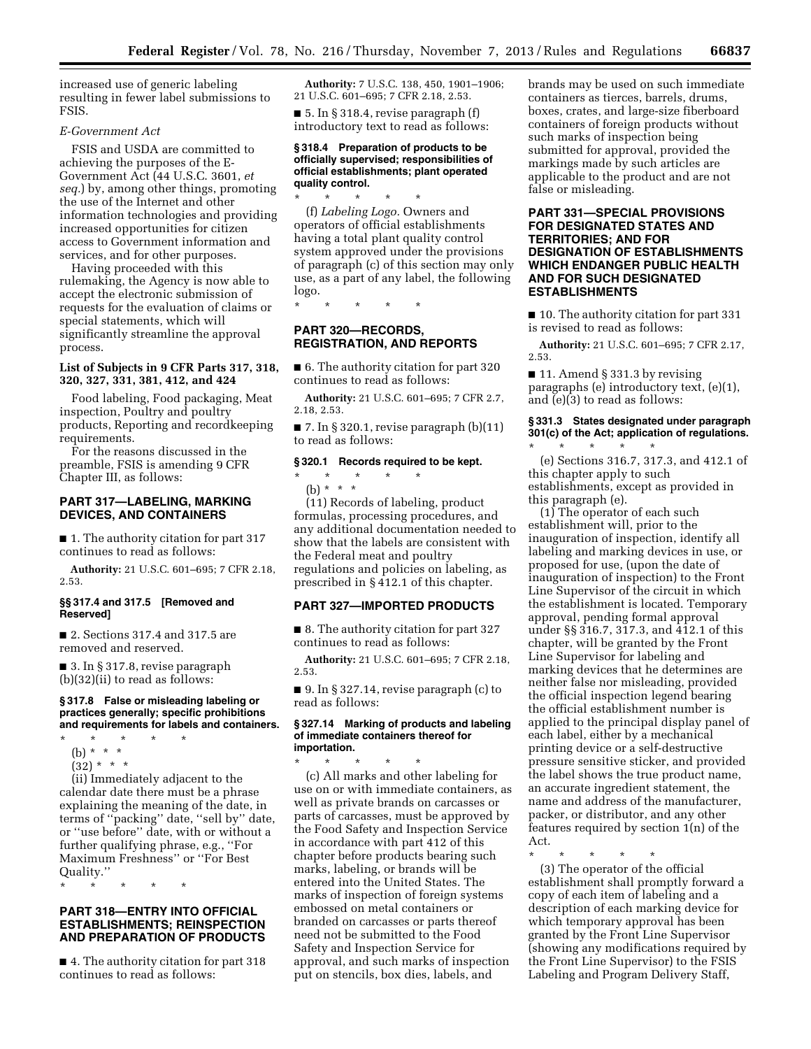increased use of generic labeling resulting in fewer label submissions to FSIS.

*E-Government Act*

FSIS and USDA are committed to achieving the purposes of the E-Government Act (44 U.S.C. 3601, *et seq.*) by, among other things, promoting the use of the Internet and other information technologies and providing increased opportunities for citizen access to Government information and services, and for other purposes.

Having proceeded with this rulemaking, the Agency is now able to accept the electronic submission of requests for the evaluation of claims or special statements, which will significantly streamline the approval process.

**List of Subjects in 9 CFR Parts 317, 318, 320, 327, 331, 381, 412, and 424**

Food labeling, Food packaging, Meat inspection, Poultry and poultry products, Reporting and recordkeeping requirements.

For the reasons discussed in the preamble, FSIS is amending 9 CFR Chapter III, as follows:

## PART 317—LABELING, MARKING DEVICES, AND CONTAINERS

■ 1. The authority citation for part 317 continues to read as follows:

**Authority:** 21 U.S.C. 601–695; 7 CFR 2.18, 2.53.

### §§ 317.4 and 317.5 [Removed and Reserved]

■ 2. Sections 317.4 and 317.5 are removed and reserved.

■ 3. In § 317.8, revise paragraph (b)(32)(ii) to read as follows:

### § 317.8 False or misleading labeling or practices generally; specific prohibitions and requirements for labels and containers.

\* \* \* \* \*

(b) \* \* \*

(32) \* \* \*

(ii) Immediately adjacent to the calendar date there must be a phrase explaining the meaning of the date, in terms of "packing" date, "sell by" date, or "use before" date, with or without a further qualifying phrase, e.g., "For Maximum Freshness" or "For Best Quality."

\* \* \* \* \*

## PART 318—ENTRY INTO OFFICIAL ESTABLISHMENTS; REINSPECTION AND PREPARATION OF PRODUCTS

■ 4. The authority citation for part 318 continues to read as follows:

**Authority:** 7 U.S.C. 138, 450, 1901–1906; 21 U.S.C. 601–695; 7 CFR 2.18, 2.53.

■ 5. In § 318.4, revise paragraph (f) introductory text to read as follows:

### § 318.4 Preparation of products to be officially supervised; responsibilities of official establishments; plant operated quality control.

\* \* \* \* \*

(f) *Labeling Logo.* Owners and operators of official establishments having a total plant quality control system approved under the provisions of paragraph (c) of this section may only use, as a part of any label, the following logo.

\* \* \* \* \*

## PART 320—RECORDS, REGISTRATION, AND REPORTS

■ 6. The authority citation for part 320 continues to read as follows:

**Authority:** 21 U.S.C. 601–695; 7 CFR 2.7, 2.18, 2.53.

■ 7. In § 320.1, revise paragraph (b)(11) to read as follows:

### § 320.1 Records required to be kept.

\* \* \* \* \*

(b) \* \* \*

(11) Records of labeling, product formulas, processing procedures, and any additional documentation needed to show that the labels are consistent with the Federal meat and poultry regulations and policies on labeling, as prescribed in § 412.1 of this chapter.

## PART 327—IMPORTED PRODUCTS

■ 8. The authority citation for part 327 continues to read as follows:

**Authority:** 21 U.S.C. 601–695; 7 CFR 2.18, 2.53.

■ 9. In § 327.14, revise paragraph (c) to read as follows:

### § 327.14 Marking of products and labeling of immediate containers thereof for importation.

\* \* \* \* \*

(c) All marks and other labeling for use on or with immediate containers, as well as private brands on carcasses or parts of carcasses, must be approved by the Food Safety and Inspection Service in accordance with part 412 of this chapter before products bearing such marks, labeling, or brands will be entered into the United States. The marks of inspection of foreign systems embossed on metal containers or branded on carcasses or parts thereof need not be submitted to the Food Safety and Inspection Service for approval, and such marks of inspection put on stencils, box dies, labels, and brands may be used on such immediate containers as tierces, barrels, drums, boxes, crates, and large-size fiberboard containers of foreign products without such marks of inspection being submitted for approval, provided the markings made by such articles are applicable to the product and are not false or misleading.

## PART 331—SPECIAL PROVISIONS FOR DESIGNATED STATES AND TERRITORIES; AND FOR DESIGNATION OF ESTABLISHMENTS WHICH ENDANGER PUBLIC HEALTH AND FOR SUCH DESIGNATED ESTABLISHMENTS

■ 10. The authority citation for part 331 is revised to read as follows:

**Authority:** 21 U.S.C. 601–695; 7 CFR 2.17, 2.53.

■ 11. Amend § 331.3 by revising paragraphs (e) introductory text, (e)(1), and (e)(3) to read as follows:

### § 331.3 States designated under paragraph 301(c) of the Act; application of regulations.

\* \* \* \* \*

(e) Sections 316.7, 317.3, and 412.1 of this chapter apply to such establishments, except as provided in this paragraph (e).

(1) The operator of each such establishment will, prior to the inauguration of inspection, identify all labeling and marking devices in use, or proposed for use, (upon the date of inauguration of inspection) to the Front Line Supervisor of the circuit in which the establishment is located. Temporary approval, pending formal approval under §§ 316.7, 317.3, and 412.1 of this chapter, will be granted by the Front Line Supervisor for labeling and marking devices that he determines are neither false nor misleading, provided the official inspection legend bearing the official establishment number is applied to the principal display panel of each label, either by a mechanical printing device or a self-destructive pressure sensitive sticker, and provided the label shows the true product name, an accurate ingredient statement, the name and address of the manufacturer, packer, or distributor, and any other features required by section 1(n) of the Act.

\* \* \* \* \*

(3) The operator of the official establishment shall promptly forward a copy of each item of labeling and a description of each marking device for which temporary approval has been granted by the Front Line Supervisor (showing any modifications required by the Front Line Supervisor) to the FSIS Labeling and Program Delivery Staff,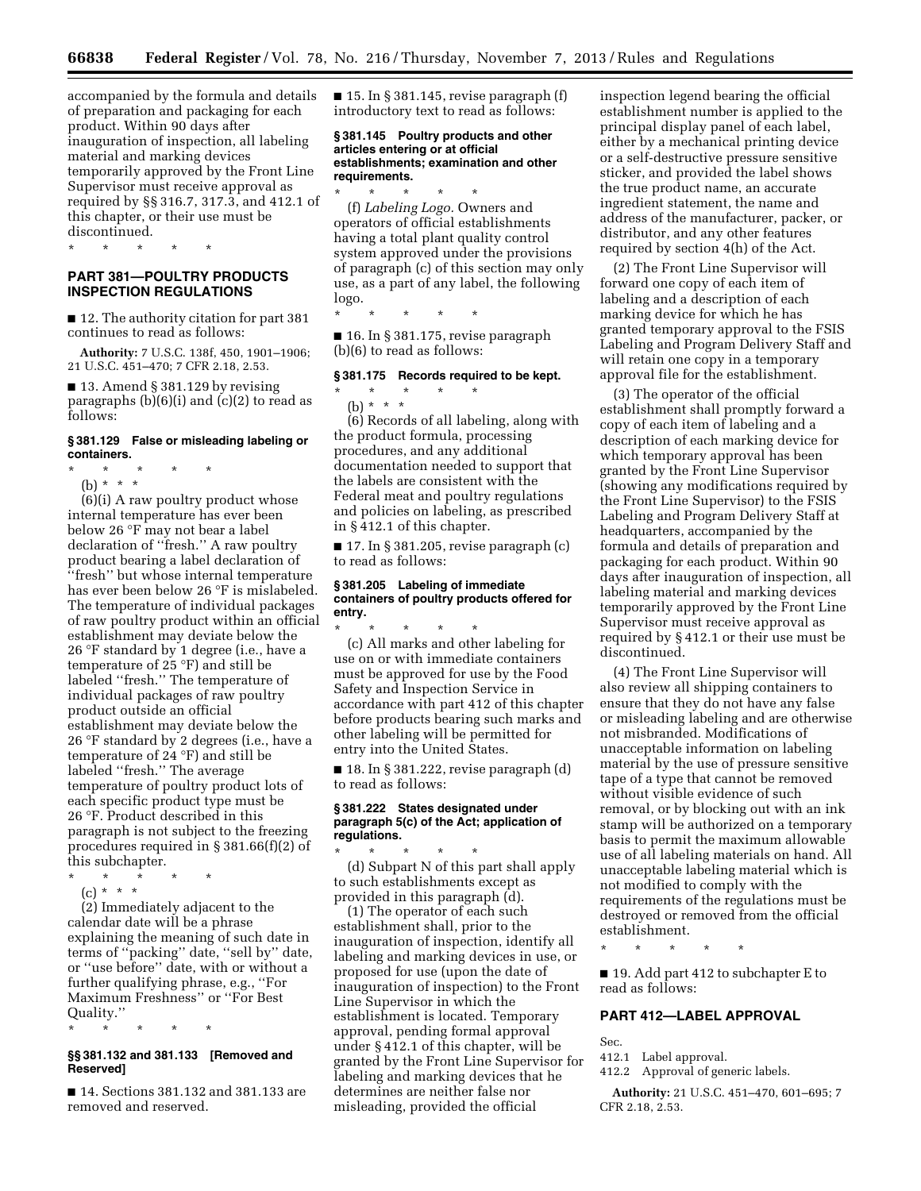accompanied by the formula and details of preparation and packaging for each product. Within 90 days after inauguration of inspection, all labeling material and marking devices temporarily approved by the Front Line Supervisor must receive approval as required by §§ 316.7, 317.3, and 412.1 of this chapter, or their use must be discontinued.

\* \* \* \* \*

## PART 381—POULTRY PRODUCTS INSPECTION REGULATIONS

■ 12. The authority citation for part 381 continues to read as follows:

**Authority:** 7 U.S.C. 138f, 450, 1901–1906; 21 U.S.C. 451–470; 7 CFR 2.18, 2.53.

■ 13. Amend § 381.129 by revising paragraphs (b)(6)(i) and (c)(2) to read as follows:

### § 381.129 False or misleading labeling or containers.

\* \* \* \* \*

(b) \* \* \*

(6)(i) A raw poultry product whose internal temperature has ever been below 26 °F may not bear a label declaration of ''fresh.'' A raw poultry product bearing a label declaration of ''fresh'' but whose internal temperature has ever been below 26 °F is mislabeled. The temperature of individual packages of raw poultry product within an official establishment may deviate below the 26 °F standard by 1 degree (i.e., have a temperature of 25 °F) and still be labeled ''fresh.'' The temperature of individual packages of raw poultry product outside an official establishment may deviate below the 26 °F standard by 2 degrees (i.e., have a temperature of 24 °F) and still be labeled ''fresh.'' The average temperature of poultry product lots of each specific product type must be 26 °F. Product described in this paragraph is not subject to the freezing procedures required in § 381.66(f)(2) of this subchapter.

\* \* \* \* \*

(c) \* \* \*

(2) Immediately adjacent to the calendar date will be a phrase explaining the meaning of such date in terms of ''packing'' date, ''sell by'' date, or ''use before'' date, with or without a further qualifying phrase, e.g., ''For Maximum Freshness'' or ''For Best Quality.''

\* \* \* \* \*

### §§ 381.132 and 381.133 [Removed and Reserved]

■ 14. Sections 381.132 and 381.133 are removed and reserved.

■ 15. In § 381.145, revise paragraph (f) introductory text to read as follows:

### § 381.145 Poultry products and other articles entering or at official establishments; examination and other requirements.

\* \* \* \* \*

(f) *Labeling Logo.* Owners and operators of official establishments having a total plant quality control system approved under the provisions of paragraph (c) of this section may only use, as a part of any label, the following logo.

\* \* \* \* \*

■ 16. In § 381.175, revise paragraph (b)(6) to read as follows:

### § 381.175 Records required to be kept.

\* \* \* \* \*

(b) \* \* \*

(6) Records of all labeling, along with the product formula, processing procedures, and any additional documentation needed to support that the labels are consistent with the Federal meat and poultry regulations and policies on labeling, as prescribed in § 412.1 of this chapter.

■ 17. In § 381.205, revise paragraph (c) to read as follows:

### § 381.205 Labeling of immediate containers of poultry products offered for entry.

\* \* \* \* \*

(c) All marks and other labeling for use on or with immediate containers must be approved for use by the Food Safety and Inspection Service in accordance with part 412 of this chapter before products bearing such marks and other labeling will be permitted for entry into the United States.

■ 18. In § 381.222, revise paragraph (d) to read as follows:

### § 381.222 States designated under paragraph 5(c) of the Act; application of regulations.

\* \* \* \* \*

(d) Subpart N of this part shall apply to such establishments except as provided in this paragraph (d).

(1) The operator of each such establishment shall, prior to the inauguration of inspection, identify all labeling and marking devices in use, or proposed for use (upon the date of inauguration of inspection) to the Front Line Supervisor in which the establishment is located. Temporary approval, pending formal approval under § 412.1 of this chapter, will be granted by the Front Line Supervisor for labeling and marking devices that he determines are neither false nor misleading, provided the official inspection legend bearing the official establishment number is applied to the principal display panel of each label, either by a mechanical printing device or a self-destructive pressure sensitive sticker, and provided the label shows the true product name, an accurate ingredient statement, the name and address of the manufacturer, packer, or distributor, and any other features required by section 4(h) of the Act.

(2) The Front Line Supervisor will forward one copy of each item of labeling and a description of each marking device for which he has granted temporary approval to the FSIS Labeling and Program Delivery Staff and will retain one copy in a temporary approval file for the establishment.

(3) The operator of the official establishment shall promptly forward a copy of each item of labeling and a description of each marking device for which temporary approval has been granted by the Front Line Supervisor (showing any modifications required by the Front Line Supervisor) to the FSIS Labeling and Program Delivery Staff at headquarters, accompanied by the formula and details of preparation and packaging for each product. Within 90 days after inauguration of inspection, all labeling material and marking devices temporarily approved by the Front Line Supervisor must receive approval as required by § 412.1 or their use must be discontinued.

(4) The Front Line Supervisor will also review all shipping containers to ensure that they do not have any false or misleading labeling and are otherwise not misbranded. Modifications of unacceptable information on labeling material by the use of pressure sensitive tape of a type that cannot be removed without visible evidence of such removal, or by blocking out with an ink stamp will be authorized on a temporary basis to permit the maximum allowable use of all labeling materials on hand. All unacceptable labeling material which is not modified to comply with the requirements of the regulations must be destroyed or removed from the official establishment.

\* \* \* \* \*

■ 19. Add part 412 to subchapter E to read as follows:

## PART 412—LABEL APPROVAL

Sec.
412.1 Label approval.
412.2 Approval of generic labels.

**Authority:** 21 U.S.C. 451–470, 601–695; 7 CFR 2.18, 2.53.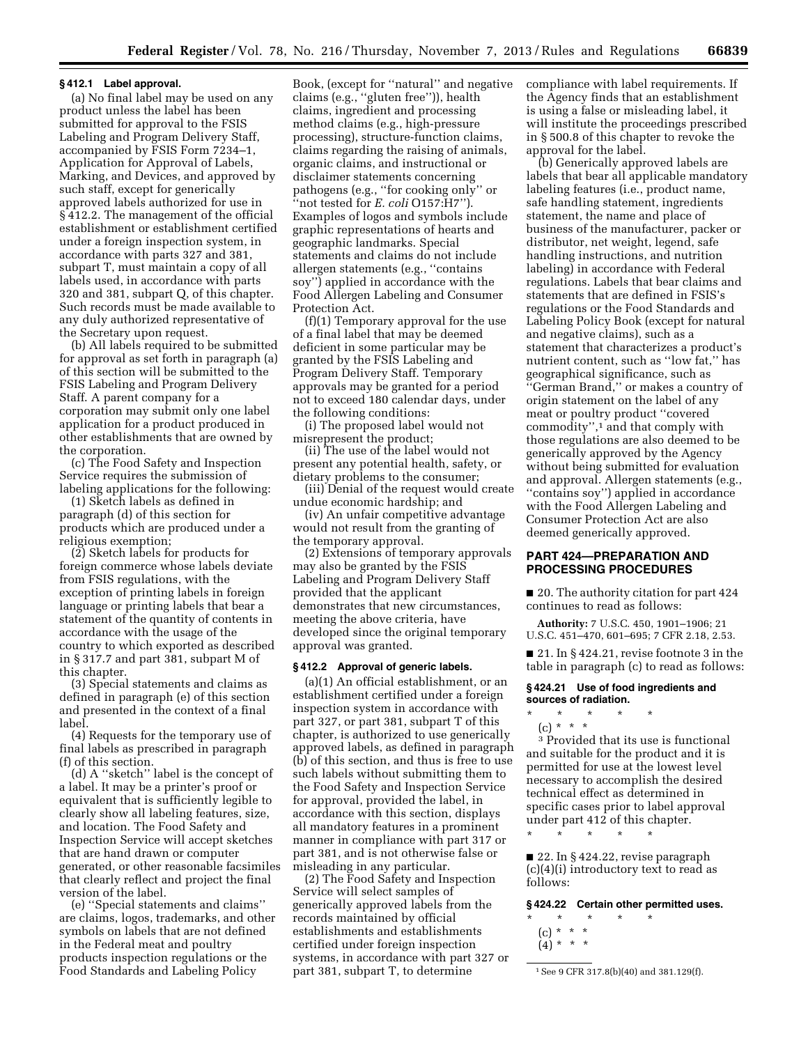### § 412.1 Label approval.

(a) No final label may be used on any product unless the label has been submitted for approval to the FSIS Labeling and Program Delivery Staff, accompanied by FSIS Form 7234–1, Application for Approval of Labels, Marking, and Devices, and approved by such staff, except for generically approved labels authorized for use in § 412.2. The management of the official establishment or establishment certified under a foreign inspection system, in accordance with parts 327 and 381, subpart T, must maintain a copy of all labels used, in accordance with parts 320 and 381, subpart Q, of this chapter. Such records must be made available to any duly authorized representative of the Secretary upon request.

(b) All labels required to be submitted for approval as set forth in paragraph (a) of this section will be submitted to the FSIS Labeling and Program Delivery Staff. A parent company for a corporation may submit only one label application for a product produced in other establishments that are owned by the corporation.

(c) The Food Safety and Inspection Service requires the submission of labeling applications for the following:

(1) Sketch labels as defined in paragraph (d) of this section for products which are produced under a religious exemption;

(2) Sketch labels for products for foreign commerce whose labels deviate from FSIS regulations, with the exception of printing labels in foreign language or printing labels that bear a statement of the quantity of contents in accordance with the usage of the country to which exported as described in § 317.7 and part 381, subpart M of this chapter.

(3) Special statements and claims as defined in paragraph (e) of this section and presented in the context of a final label.

(4) Requests for the temporary use of final labels as prescribed in paragraph (f) of this section.

(d) A "sketch" label is the concept of a label. It may be a printer's proof or equivalent that is sufficiently legible to clearly show all labeling features, size, and location. The Food Safety and Inspection Service will accept sketches that are hand drawn or computer generated, or other reasonable facsimiles that clearly reflect and project the final version of the label.

(e) "Special statements and claims" are claims, logos, trademarks, and other symbols on labels that are not defined in the Federal meat and poultry products inspection regulations or the Food Standards and Labeling Policy Book, (except for "natural" and negative claims (e.g., "gluten free")), health claims, ingredient and processing method claims (e.g., high-pressure processing), structure-function claims, claims regarding the raising of animals, organic claims, and instructional or disclaimer statements concerning pathogens (e.g., "for cooking only" or "not tested for *E. coli* O157:H7"). Examples of logos and symbols include graphic representations of hearts and geographic landmarks. Special statements and claims do not include allergen statements (e.g., "contains soy") applied in accordance with the Food Allergen Labeling and Consumer Protection Act.

(f)(1) Temporary approval for the use of a final label that may be deemed deficient in some particular may be granted by the FSIS Labeling and Program Delivery Staff. Temporary approvals may be granted for a period not to exceed 180 calendar days, under the following conditions:

(i) The proposed label would not misrepresent the product;

(ii) The use of the label would not present any potential health, safety, or dietary problems to the consumer;

(iii) Denial of the request would create undue economic hardship; and

(iv) An unfair competitive advantage would not result from the granting of the temporary approval.

(2) Extensions of temporary approvals may also be granted by the FSIS Labeling and Program Delivery Staff provided that the applicant demonstrates that new circumstances, meeting the above criteria, have developed since the original temporary approval was granted.

### § 412.2 Approval of generic labels.

(a)(1) An official establishment, or an establishment certified under a foreign inspection system in accordance with part 327, or part 381, subpart T of this chapter, is authorized to use generically approved labels, as defined in paragraph (b) of this section, and thus is free to use such labels without submitting them to the Food Safety and Inspection Service for approval, provided the label, in accordance with this section, displays all mandatory features in a prominent manner in compliance with part 317 or part 381, and is not otherwise false or misleading in any particular.

(2) The Food Safety and Inspection Service will select samples of generically approved labels from the records maintained by official establishments and establishments certified under foreign inspection systems, in accordance with part 327 or part 381, subpart T, to determine compliance with label requirements. If the Agency finds that an establishment is using a false or misleading label, it will institute the proceedings prescribed in § 500.8 of this chapter to revoke the approval for the label.

(b) Generically approved labels are labels that bear all applicable mandatory labeling features (i.e., product name, safe handling statement, ingredients statement, the name and place of business of the manufacturer, packer or distributor, net weight, legend, safe handling instructions, and nutrition labeling) in accordance with Federal regulations. Labels that bear claims and statements that are defined in FSIS's regulations or the Food Standards and Labeling Policy Book (except for natural and negative claims), such as a statement that characterizes a product's nutrient content, such as "low fat," has geographical significance, such as "German Brand," or makes a country of origin statement on the label of any meat or poultry product "covered commodity",[1] and that comply with those regulations are also deemed to be generically approved by the Agency without being submitted for evaluation and approval. Allergen statements (e.g., "contains soy") applied in accordance with the Food Allergen Labeling and Consumer Protection Act are also deemed generically approved.

## PART 424—PREPARATION AND PROCESSING PROCEDURES

■ 20. The authority citation for part 424 continues to read as follows:

**Authority:** 7 U.S.C. 450, 1901–1906; 21 U.S.C. 451–470, 601–695; 7 CFR 2.18, 2.53.

■ 21. In § 424.21, revise footnote 3 in the table in paragraph (c) to read as follows:

### § 424.21 Use of food ingredients and sources of radiation.

\* \* \* \* \*

(c) \* \* \*

[3] Provided that its use is functional and suitable for the product and it is permitted for use at the lowest level necessary to accomplish the desired technical effect as determined in specific cases prior to label approval under part 412 of this chapter.

\* \* \* \* \*

■ 22. In § 424.22, revise paragraph (c)(4)(i) introductory text to read as follows:

### § 424.22 Certain other permitted uses.

\* \* \* \* \*

(c) \* \* \*

(4) \* \* \*

[1] See 9 CFR 317.8(b)(40) and 381.129(f).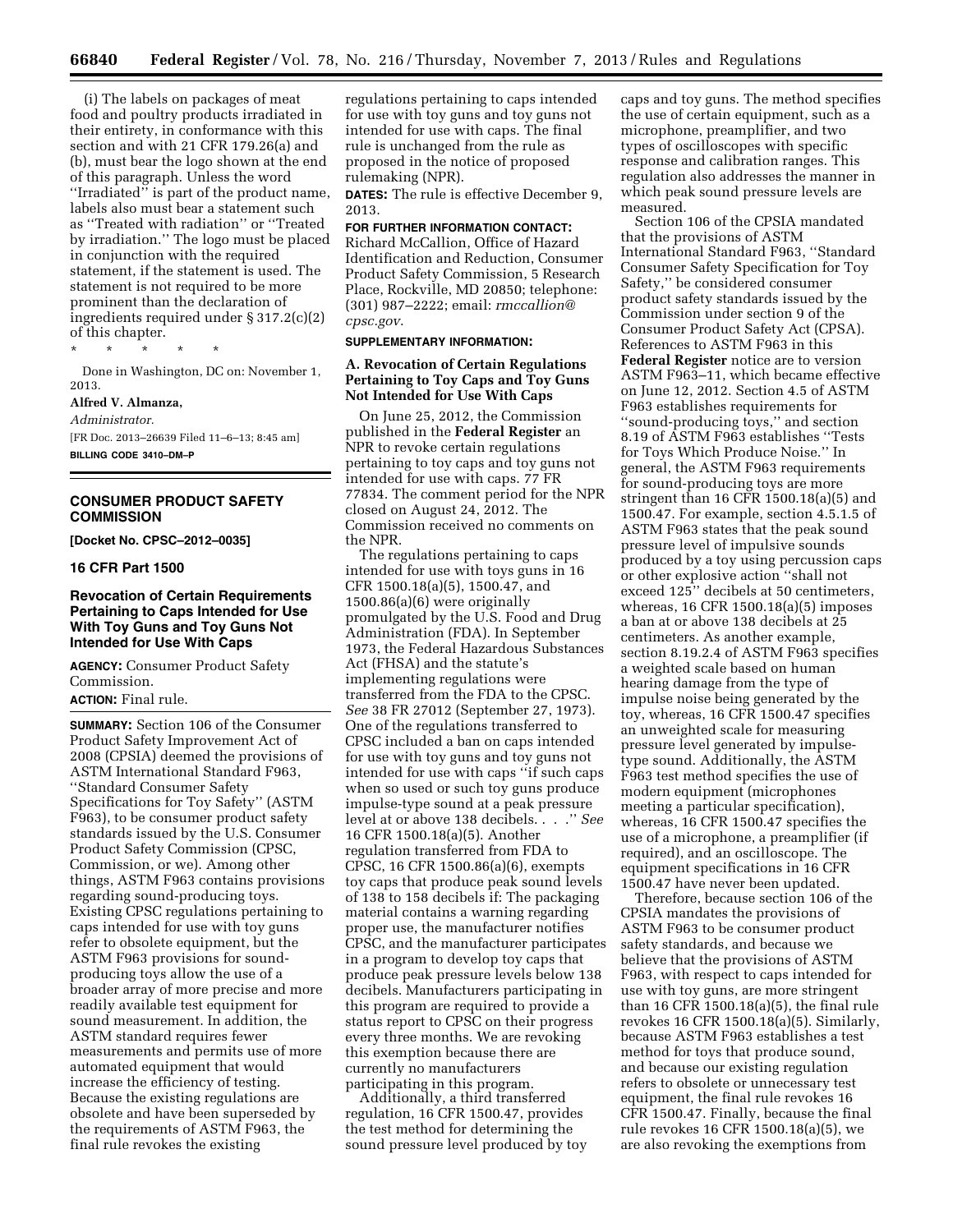(i) The labels on packages of meat food and poultry products irradiated in their entirety, in conformance with this section and with 21 CFR 179.26(a) and (b), must bear the logo shown at the end of this paragraph. Unless the word ''Irradiated'' is part of the product name, labels also must bear a statement such as ''Treated with radiation'' or ''Treated by irradiation.'' The logo must be placed in conjunction with the required statement, if the statement is used. The statement is not required to be more prominent than the declaration of ingredients required under § 317.2(c)(2) of this chapter.

\* \* \* \* \*

Done in Washington, DC on: November 1, 2013.

**Alfred V. Almanza,**

*Administrator.*

[FR Doc. 2013–26639 Filed 11–6–13; 8:45 am]

**BILLING CODE 3410–DM–P**

---

## CONSUMER PRODUCT SAFETY COMMISSION

**[Docket No. CPSC–2012–0035]**

### 16 CFR Part 1500

### Revocation of Certain Requirements Pertaining to Caps Intended for Use With Toy Guns and Toy Guns Not Intended for Use With Caps

**AGENCY:** Consumer Product Safety Commission.

**ACTION:** Final rule.

**SUMMARY:** Section 106 of the Consumer Product Safety Improvement Act of 2008 (CPSIA) deemed the provisions of ASTM International Standard F963, ''Standard Consumer Safety Specifications for Toy Safety'' (ASTM F963), to be consumer product safety standards issued by the U.S. Consumer Product Safety Commission (CPSC, Commission, or we). Among other things, ASTM F963 contains provisions regarding sound-producing toys. Existing CPSC regulations pertaining to caps intended for use with toy guns refer to obsolete equipment, but the ASTM F963 provisions for sound-producing toys allow the use of a broader array of more precise and more readily available test equipment for sound measurement. In addition, the ASTM standard requires fewer measurements and permits use of more automated equipment that would increase the efficiency of testing. Because the existing regulations are obsolete and have been superseded by the requirements of ASTM F963, the final rule revokes the existing regulations pertaining to caps intended for use with toy guns and toy guns not intended for use with caps. The final rule is unchanged from the rule as proposed in the notice of proposed rulemaking (NPR).

**DATES:** The rule is effective December 9, 2013.

**FOR FURTHER INFORMATION CONTACT:** Richard McCallion, Office of Hazard Identification and Reduction, Consumer Product Safety Commission, 5 Research Place, Rockville, MD 20850; telephone: (301) 987–2222; email: *rmccallion@cpsc.gov*.

**SUPPLEMENTARY INFORMATION:**

#### A. Revocation of Certain Regulations Pertaining to Toy Caps and Toy Guns Not Intended for Use With Caps

On June 25, 2012, the Commission published in the **Federal Register** an NPR to revoke certain regulations pertaining to toy caps and toy guns not intended for use with caps. 77 FR 77834. The comment period for the NPR closed on August 24, 2012. The Commission received no comments on the NPR.

The regulations pertaining to caps intended for use with toys guns in 16 CFR 1500.18(a)(5), 1500.47, and 1500.86(a)(6) were originally promulgated by the U.S. Food and Drug Administration (FDA). In September 1973, the Federal Hazardous Substances Act (FHSA) and the statute's implementing regulations were transferred from the FDA to the CPSC. *See* 38 FR 27012 (September 27, 1973). One of the regulations transferred to CPSC included a ban on caps intended for use with toy guns and toy guns not intended for use with caps ''if such caps when so used or such toy guns produce impulse-type sound at a peak pressure level at or above 138 decibels. . . .'' *See* 16 CFR 1500.18(a)(5). Another regulation transferred from FDA to CPSC, 16 CFR 1500.86(a)(6), exempts toy caps that produce peak sound levels of 138 to 158 decibels if: The packaging material contains a warning regarding proper use, the manufacturer notifies CPSC, and the manufacturer participates in a program to develop toy caps that produce peak pressure levels below 138 decibels. Manufacturers participating in this program are required to provide a status report to CPSC on their progress every three months. We are revoking this exemption because there are currently no manufacturers participating in this program.

Additionally, a third transferred regulation, 16 CFR 1500.47, provides the test method for determining the sound pressure level produced by toy caps and toy guns. The method specifies the use of certain equipment, such as a microphone, preamplifier, and two types of oscilloscopes with specific response and calibration ranges. This regulation also addresses the manner in which peak sound pressure levels are measured.

Section 106 of the CPSIA mandated that the provisions of ASTM International Standard F963, ''Standard Consumer Safety Specification for Toy Safety,'' be considered consumer product safety standards issued by the Commission under section 9 of the Consumer Product Safety Act (CPSA). References to ASTM F963 in this **Federal Register** notice are to version ASTM F963–11, which became effective on June 12, 2012. Section 4.5 of ASTM F963 establishes requirements for ''sound-producing toys,'' and section 8.19 of ASTM F963 establishes ''Tests for Toys Which Produce Noise.'' In general, the ASTM F963 requirements for sound-producing toys are more stringent than 16 CFR 1500.18(a)(5) and 1500.47. For example, section 4.5.1.5 of ASTM F963 states that the peak sound pressure level of impulsive sounds produced by a toy using percussion caps or other explosive action ''shall not exceed 125'' decibels at 50 centimeters, whereas, 16 CFR 1500.18(a)(5) imposes a ban at or above 138 decibels at 25 centimeters. As another example, section 8.19.2.4 of ASTM F963 specifies a weighted scale based on human hearing damage from the type of impulse noise being generated by the toy, whereas, 16 CFR 1500.47 specifies an unweighted scale for measuring pressure level generated by impulse-type sound. Additionally, the ASTM F963 test method specifies the use of modern equipment (microphones meeting a particular specification), whereas, 16 CFR 1500.47 specifies the use of a microphone, a preamplifier (if required), and an oscilloscope. The equipment specifications in 16 CFR 1500.47 have never been updated.

Therefore, because section 106 of the CPSIA mandates the provisions of ASTM F963 to be consumer product safety standards, and because we believe that the provisions of ASTM F963, with respect to caps intended for use with toy guns, are more stringent than 16 CFR 1500.18(a)(5), the final rule revokes 16 CFR 1500.18(a)(5). Similarly, because ASTM F963 establishes a test method for toys that produce sound, and because our existing regulation refers to obsolete or unnecessary test equipment, the final rule revokes 16 CFR 1500.47. Finally, because the final rule revokes 16 CFR 1500.18(a)(5), we are also revoking the exemptions from